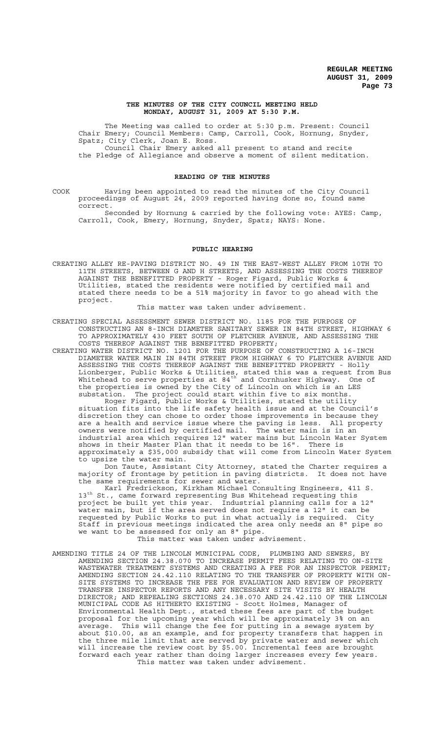# THE MINUTES OF THE CITY COUNCIL MEETING HELD MONDAY, AUGUST 31, 2009 AT 5:30 P.M.

The Meeting was called to order at 5:30 p.m. Present: Council Chair Emery; Council Members: Camp, Carroll, Cook, Hornung, Snyder, Spatz; City Clerk, Joan E. Ross.

Council Chair Emery asked all present to stand and recite the Pledge of Allegiance and observe a moment of silent meditation.

## READING OF THE MINUTES

COOK Having been appointed to read the minutes of the City Council proceedings of August 24, 2009 reported having done so, found same correct.

Seconded by Hornung & carried by the following vote: AYES: Camp, Carroll, Cook, Emery, Hornung, Snyder, Spatz; NAYS: None.

## PUBLIC HEARING

CREATING ALLEY RE-PAVING DISTRICT NO. 49 IN THE EAST-WEST ALLEY FROM 10TH TO 11TH STREETS, BETWEEN G AND H STREETS, AND ASSESSING THE COSTS THEREOF AGAINST THE BENEFITTED PROPERTY - Roger Figard, Public Works & Utilities, stated the residents were notified by certified mail and stated there needs to be a 51% majority in favor to go ahead with the project.

This matter was taken under advisement.

CREATING SPECIAL ASSESSMENT SEWER DISTRICT NO. 1185 FOR THE PURPOSE OF CONSTRUCTING AN 8-INCH DIAMETER SANITARY SEWER IN 84TH STREET, HIGHWAY 6 TO APPROXIMATELY 430 FEET SOUTH OF FLETCHER AVENUE, AND ASSESSING THE COSTS THEREOF AGAINST THE BENEFITTED PROPERTY;

CREATING WATER DISTRICT NO. 1201 FOR THE PURPOSE OF CONSTRUCTING A 16-INCH DIAMETER WATER MAIN IN 84TH STREET FROM HIGHWAY 6 TO FLETCHER AVENUE AND ASSESSING THE COSTS THEREOF AGAINST THE BENEFITTED PROPERTY - Holly Lionberger, Public Works & Utilities, stated this was a request from Bus Whitehead to serve properties at 84th and Cornhusker Highway. One of the properties is owned by the City of Lincoln on which is an LES substation. The project could start within five to six months.

Roger Figard, Public Works & Utilities, stated the utility situation fits into the life safety health issue and at the Council's discretion they can chose to order those improvements in because they are a health and service issue where the paving is less. All property owners were notified by certified mail. The water main is in an industrial area which requires 12" water mains but Lincoln Water System shows in their Master Plan that it needs to be 16". There is approximately a $35,000 subsidy that will come from Lincoln Water System to upsize the water main.

Don Taute, Assistant City Attorney, stated the Charter requires a majority of frontage by petition in paving districts. It does not have the same requirements for sewer and water.

Karl Fredrickson, Kirkham Michael Consulting Engineers, 411 S. 13th St., came forward representing Bus Whitehead requesting this project be built yet this year. Industrial planning calls for a 12" water main, but if the area served does not require a 12" it can be requested by Public Works to put in what actually is required. City Staff in previous meetings indicated the area only needs an 8" pipe so we want to be assessed for only an 8" pipe.

This matter was taken under advisement.

AMENDING TITLE 24 OF THE LINCOLN MUNICIPAL CODE, PLUMBING AND SEWERS, BY AMENDING SECTION 24.38.070 TO INCREASE PERMIT FEES RELATING TO ON-SITE WASTEWATER TREATMENT SYSTEMS AND CREATING A FEE FOR AN INSPECTOR PERMIT; AMENDING SECTION 24.42.110 RELATING TO THE TRANSFER OF PROPERTY WITH ON-SITE SYSTEMS TO INCREASE THE FEE FOR EVALUATION AND REVIEW OF PROPERTY TRANSFER INSPECTOR REPORTS AND ANY NECESSARY SITE VISITS BY HEALTH DIRECTOR; AND REPEALING SECTIONS 24.38.070 AND 24.42.110 OF THE LINCOLN MUNICIPAL CODE AS HITHERTO EXISTING - Scott Holmes, Manager of Environmental Health Dept., stated these fees are part of the budget proposal for the upcoming year which will be approximately 3% on an average. This will change the fee for putting in a sewage system by about $10.00, as an example, and for property transfers that happen in the three mile limit that are served by private water and sewer which will increase the review cost by $5.00. Incremental fees are brought forward each year rather than doing larger increases every few years.

This matter was taken under advisement.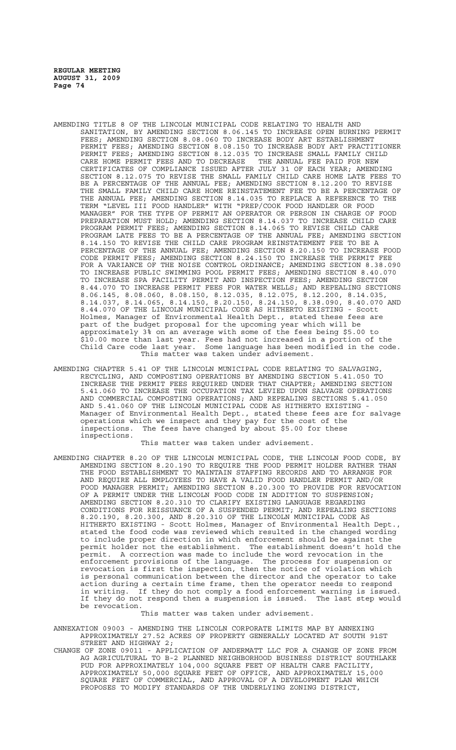AMENDING TITLE 8 OF THE LINCOLN MUNICIPAL CODE RELATING TO HEALTH AND SANITATION, BY AMENDING SECTION 8.06.145 TO INCREASE OPEN BURNING PERMIT FEES; AMENDING SECTION 8.08.060 TO INCREASE BODY ART ESTABLISHMENT PERMIT FEES; AMENDING SECTION 8.08.150 TO INCREASE BODY ART PRACTITIONER PERMIT FEES; AMENDING SECTION 8.12.035 TO INCREASE SMALL FAMILY CHILD CARE HOME PERMIT FEES AND TO DECREASE THE ANNUAL FEE PAID FOR NEW CERTIFICATES OF COMPLIANCE ISSUED AFTER JULY 31 OF EACH YEAR; AMENDING SECTION 8.12.075 TO REVISE THE SMALL FAMILY CHILD CARE HOME LATE FEES TO BE A PERCENTAGE OF THE ANNUAL FEE; AMENDING SECTION 8.12.200 TO REVISE THE SMALL FAMILY CHILD CARE HOME REINSTATEMENT FEE TO BE A PERCENTAGE OF THE ANNUAL FEE; AMENDING SECTION 8.14.035 TO REPLACE A REFERENCE TO THE TERM "LEVEL III FOOD HANDLER" WITH "PREP/COOK FOOD HANDLER OR FOOD MANAGER" FOR THE TYPE OF PERMIT AN OPERATOR OR PERSON IN CHARGE OF FOOD PREPARATION MUST HOLD; AMENDING SECTION 8.14.037 TO INCREASE CHILD CARE PROGRAM PERMIT FEES; AMENDING SECTION 8.14.065 TO REVISE CHILD CARE PROGRAM LATE FEES TO BE A PERCENTAGE OF THE ANNUAL FEE; AMENDING SECTION 8.14.150 TO REVISE THE CHILD CARE PROGRAM REINSTATEMENT FEE TO BE A PERCENTAGE OF THE ANNUAL FEE; AMENDING SECTION 8.20.150 TO INCREASE FOOD CODE PERMIT FEES; AMENDING SECTION 8.24.150 TO INCREASE THE PERMIT FEE FOR A VARIANCE OF THE NOISE CONTROL ORDINANCE; AMENDING SECTION 8.38.090 TO INCREASE PUBLIC SWIMMING POOL PERMIT FEES; AMENDING SECTION 8.40.070 TO INCREASE SPA FACILITY PERMIT AND INSPECTION FEES; AMENDING SECTION 8.44.070 TO INCREASE PERMIT FEES FOR WATER WELLS; AND REPEALING SECTIONS 8.06.145, 8.08.060, 8.08.150, 8.12.035, 8.12.075, 8.12.200, 8.14.035, 8.14.037, 8.14.065, 8.14.150, 8.20.150, 8.24.150, 8.38.090, 8.40.070 AND 8.44.070 OF THE LINCOLN MUNICIPAL CODE AS HITHERTO EXISTING - Scott Holmes, Manager of Environmental Health Dept., stated these fees are part of the budget proposal for the upcoming year which will be approximately 3% on an average with some of the fees being $5.00 to $10.00 more than last year. Fees had not increased in a portion of the Child Care code last year. Some language has been modified in the code.

This matter was taken under advisement.

AMENDING CHAPTER 5.41 OF THE LINCOLN MUNICIPAL CODE RELATING TO SALVAGING, RECYCLING, AND COMPOSTING OPERATIONS BY AMENDING SECTION 5.41.050 TO INCREASE THE PERMIT FEES REQUIRED UNDER THAT CHAPTER; AMENDING SECTION 5.41.060 TO INCREASE THE OCCUPATION TAX LEVIED UPON SALVAGE OPERATIONS AND COMMERCIAL COMPOSTING OPERATIONS; AND REPEALING SECTIONS 5.41.050 AND 5.41.060 OF THE LINCOLN MUNICIPAL CODE AS HITHERTO EXISTING - Manager of Environmental Health Dept., stated these fees are for salvage operations which we inspect and they pay for the cost of the inspections. The fees have changed by about $5.00 for these inspections.

This matter was taken under advisement.

AMENDING CHAPTER 8.20 OF THE LINCOLN MUNICIPAL CODE, THE LINCOLN FOOD CODE, BY AMENDING SECTION 8.20.190 TO REQUIRE THE FOOD PERMIT HOLDER RATHER THAN THE FOOD ESTABLISHMENT TO MAINTAIN STAFFING RECORDS AND TO ARRANGE FOR AND REQUIRE ALL EMPLOYEES TO HAVE A VALID FOOD HANDLER PERMIT AND/OR FOOD MANAGER PERMIT; AMENDING SECTION 8.20.300 TO PROVIDE FOR REVOCATION OF A PERMIT UNDER THE LINCOLN FOOD CODE IN ADDITION TO SUSPENSION; AMENDING SECTION 8.20.310 TO CLARIFY EXISTING LANGUAGE REGARDING CONDITIONS FOR REISSUANCE OF A SUSPENDED PERMIT; AND REPEALING SECTIONS 8.20.190, 8.20.300, AND 8.20.310 OF THE LINCOLN MUNICIPAL CODE AS HITHERTO EXISTING - Scott Holmes, Manager of Environmental Health Dept., stated the food code was reviewed which resulted in the changed wording to include proper direction in which enforcement should be against the permit holder not the establishment. The establishment doesn't hold the permit. A correction was made to include the word revocation in the enforcement provisions of the language. The process for suspension or revocation is first the inspection, then the notice of violation which is personal communication between the director and the operator to take action during a certain time frame, then the operator needs to respond in writing. If they do not comply a food enforcement warning is issued. If they do not respond then a suspension is issued. The last step would be revocation.

This matter was taken under advisement.

ANNEXATION 09003 - AMENDING THE LINCOLN CORPORATE LIMITS MAP BY ANNEXING APPROXIMATELY 27.52 ACRES OF PROPERTY GENERALLY LOCATED AT SOUTH 91ST STREET AND HIGHWAY 2;

CHANGE OF ZONE 09011 - APPLICATION OF ANDERMATT LLC FOR A CHANGE OF ZONE FROM AG AGRICULTURAL TO B-2 PLANNED NEIGHBORHOOD BUSINESS DISTRICT SOUTHLAKE PUD FOR APPROXIMATELY 104,000 SQUARE FEET OF HEALTH CARE FACILITY, APPROXIMATELY 50,000 SQUARE FEET OF OFFICE, AND APPROXIMATELY 15,000 SQUARE FEET OF COMMERCIAL, AND APPROVAL OF A DEVELOPMENT PLAN WHICH PROPOSES TO MODIFY STANDARDS OF THE UNDERLYING ZONING DISTRICT,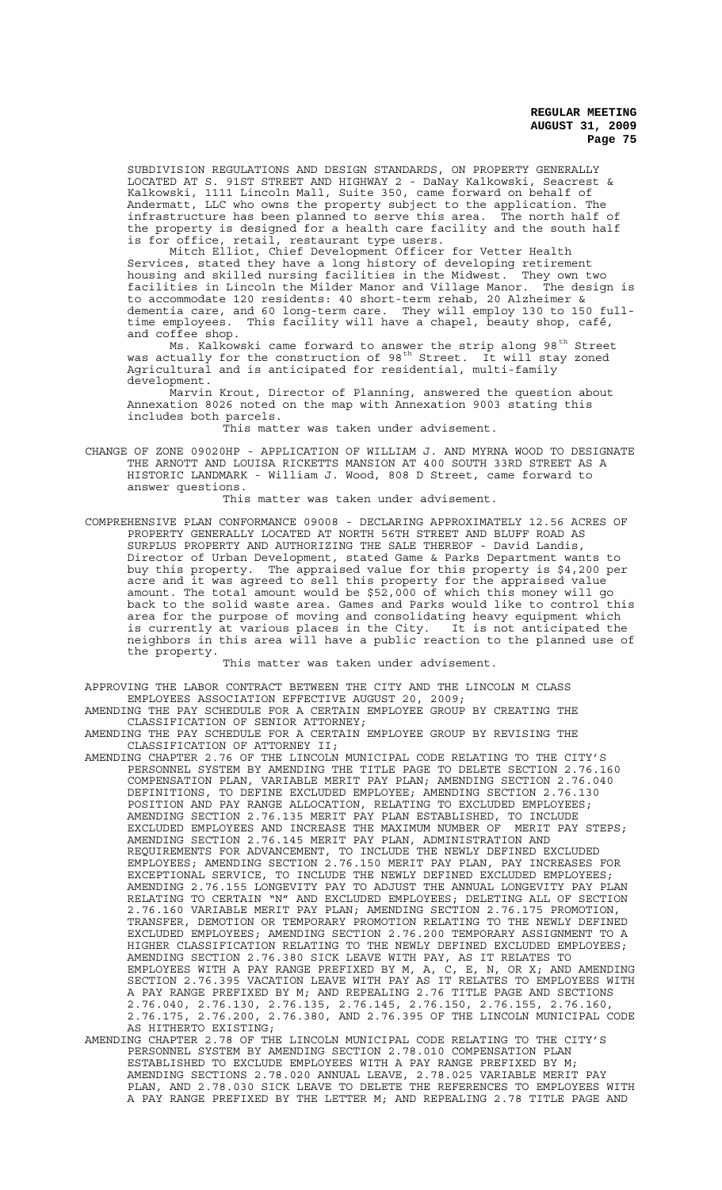SUBDIVISION REGULATIONS AND DESIGN STANDARDS, ON PROPERTY GENERALLY LOCATED AT S. 91ST STREET AND HIGHWAY 2 - DaNay Kalkowski, Seacrest & Kalkowski, 1111 Lincoln Mall, Suite 350, came forward on behalf of Andermatt, LLC who owns the property subject to the application. The infrastructure has been planned to serve this area. The north half of the property is designed for a health care facility and the south half is for office, retail, restaurant type users.

Mitch Elliot, Chief Development Officer for Vetter Health Services, stated they have a long history of developing retirement housing and skilled nursing facilities in the Midwest. They own two facilities in Lincoln the Milder Manor and Village Manor. The design is to accommodate 120 residents: 40 short-term rehab, 20 Alzheimer & dementia care, and 60 long-term care. They will employ 130 to 150 full-time employees. This facility will have a chapel, beauty shop, café, and coffee shop.

Ms. Kalkowski came forward to answer the strip along 98th Street was actually for the construction of 98th Street. It will stay zoned Agricultural and is anticipated for residential, multi-family development.

Marvin Krout, Director of Planning, answered the question about Annexation 8026 noted on the map with Annexation 9003 stating this includes both parcels.

This matter was taken under advisement.

CHANGE OF ZONE 09020HP - APPLICATION OF WILLIAM J. AND MYRNA WOOD TO DESIGNATE THE ARNOTT AND LOUISA RICKETTS MANSION AT 400 SOUTH 33RD STREET AS A HISTORIC LANDMARK - William J. Wood, 808 D Street, came forward to answer questions.

This matter was taken under advisement.

COMPREHENSIVE PLAN CONFORMANCE 09008 - DECLARING APPROXIMATELY 12.56 ACRES OF PROPERTY GENERALLY LOCATED AT NORTH 56TH STREET AND BLUFF ROAD AS SURPLUS PROPERTY AND AUTHORIZING THE SALE THEREOF - David Landis, Director of Urban Development, stated Game & Parks Department wants to buy this property. The appraised value for this property is $4,200 per acre and it was agreed to sell this property for the appraised value amount. The total amount would be $52,000 of which this money will go back to the solid waste area. Games and Parks would like to control this area for the purpose of moving and consolidating heavy equipment which is currently at various places in the City. It is not anticipated the neighbors in this area will have a public reaction to the planned use of the property.

This matter was taken under advisement.

APPROVING THE LABOR CONTRACT BETWEEN THE CITY AND THE LINCOLN M CLASS EMPLOYEES ASSOCIATION EFFECTIVE AUGUST 20, 2009;

AMENDING THE PAY SCHEDULE FOR A CERTAIN EMPLOYEE GROUP BY CREATING THE CLASSIFICATION OF SENIOR ATTORNEY;

AMENDING THE PAY SCHEDULE FOR A CERTAIN EMPLOYEE GROUP BY REVISING THE CLASSIFICATION OF ATTORNEY II;

AMENDING CHAPTER 2.76 OF THE LINCOLN MUNICIPAL CODE RELATING TO THE CITY'S PERSONNEL SYSTEM BY AMENDING THE TITLE PAGE TO DELETE SECTION 2.76.160 COMPENSATION PLAN, VARIABLE MERIT PAY PLAN; AMENDING SECTION 2.76.040 DEFINITIONS, TO DEFINE EXCLUDED EMPLOYEE; AMENDING SECTION 2.76.130 POSITION AND PAY RANGE ALLOCATION, RELATING TO EXCLUDED EMPLOYEES; AMENDING SECTION 2.76.135 MERIT PAY PLAN ESTABLISHED, TO INCLUDE EXCLUDED EMPLOYEES AND INCREASE THE MAXIMUM NUMBER OF MERIT PAY STEPS; AMENDING SECTION 2.76.145 MERIT PAY PLAN, ADMINISTRATION AND REQUIREMENTS FOR ADVANCEMENT, TO INCLUDE THE NEWLY DEFINED EXCLUDED EMPLOYEES; AMENDING SECTION 2.76.150 MERIT PAY PLAN, PAY INCREASES FOR EXCEPTIONAL SERVICE, TO INCLUDE THE NEWLY DEFINED EXCLUDED EMPLOYEES; AMENDING 2.76.155 LONGEVITY PAY TO ADJUST THE ANNUAL LONGEVITY PAY PLAN RELATING TO CERTAIN "N" AND EXCLUDED EMPLOYEES; DELETING ALL OF SECTION 2.76.160 VARIABLE MERIT PAY PLAN; AMENDING SECTION 2.76.175 PROMOTION, TRANSFER, DEMOTION OR TEMPORARY PROMOTION RELATING TO THE NEWLY DEFINED EXCLUDED EMPLOYEES; AMENDING SECTION 2.76.200 TEMPORARY ASSIGNMENT TO A HIGHER CLASSIFICATION RELATING TO THE NEWLY DEFINED EXCLUDED EMPLOYEES; AMENDING SECTION 2.76.380 SICK LEAVE WITH PAY, AS IT RELATES TO EMPLOYEES WITH A PAY RANGE PREFIXED BY M, A, C, E, N, OR X; AND AMENDING SECTION 2.76.395 VACATION LEAVE WITH PAY AS IT RELATES TO EMPLOYEES WITH A PAY RANGE PREFIXED BY M; AND REPEALING 2.76 TITLE PAGE AND SECTIONS 2.76.040, 2.76.130, 2.76.135, 2.76.145, 2.76.150, 2.76.155, 2.76.160, 2.76.175, 2.76.200, 2.76.380, AND 2.76.395 OF THE LINCOLN MUNICIPAL CODE AS HITHERTO EXISTING;

AMENDING CHAPTER 2.78 OF THE LINCOLN MUNICIPAL CODE RELATING TO THE CITY'S PERSONNEL SYSTEM BY AMENDING SECTION 2.78.010 COMPENSATION PLAN ESTABLISHED TO EXCLUDE EMPLOYEES WITH A PAY RANGE PREFIXED BY M; AMENDING SECTIONS 2.78.020 ANNUAL LEAVE, 2.78.025 VARIABLE MERIT PAY PLAN, AND 2.78.030 SICK LEAVE TO DELETE THE REFERENCES TO EMPLOYEES WITH A PAY RANGE PREFIXED BY THE LETTER M; AND REPEALING 2.78 TITLE PAGE AND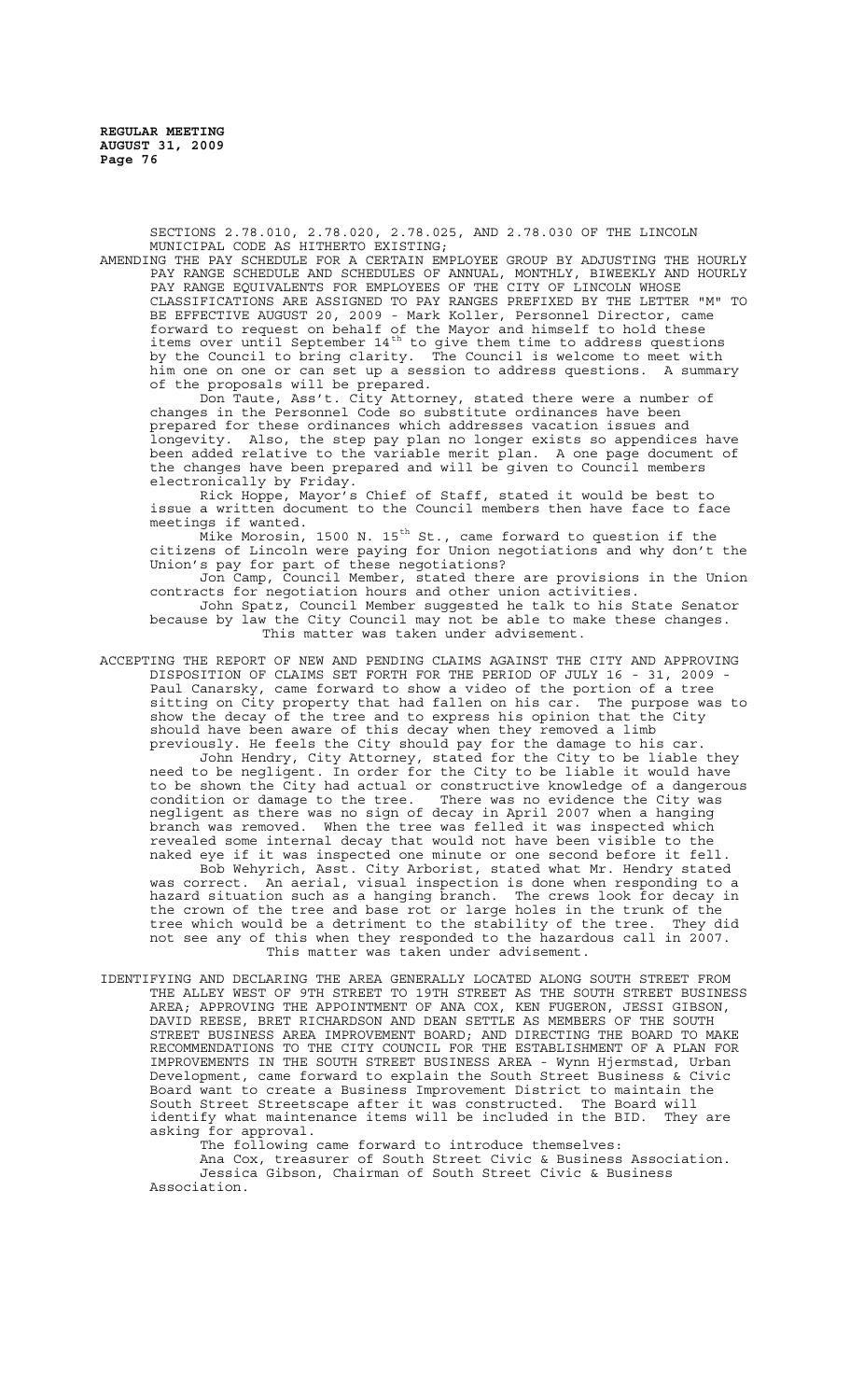SECTIONS 2.78.010, 2.78.020, 2.78.025, AND 2.78.030 OF THE LINCOLN MUNICIPAL CODE AS HITHERTO EXISTING;

AMENDING THE PAY SCHEDULE FOR A CERTAIN EMPLOYEE GROUP BY ADJUSTING THE HOURLY PAY RANGE SCHEDULE AND SCHEDULES OF ANNUAL, MONTHLY, BIWEEKLY AND HOURLY PAY RANGE EQUIVALENTS FOR EMPLOYEES OF THE CITY OF LINCOLN WHOSE CLASSIFICATIONS ARE ASSIGNED TO PAY RANGES PREFIXED BY THE LETTER "M" TO BE EFFECTIVE AUGUST 20, 2009 - Mark Koller, Personnel Director, came forward to request on behalf of the Mayor and himself to hold these items over until September 14th to give them time to address questions by the Council to bring clarity. The Council is welcome to meet with him one on one or can set up a session to address questions. A summary of the proposals will be prepared.

Don Taute, Ass't. City Attorney, stated there were a number of changes in the Personnel Code so substitute ordinances have been prepared for these ordinances which addresses vacation issues and longevity. Also, the step pay plan no longer exists so appendices have been added relative to the variable merit plan. A one page document of the changes have been prepared and will be given to Council members electronically by Friday.

Rick Hoppe, Mayor's Chief of Staff, stated it would be best to issue a written document to the Council members then have face to face meetings if wanted.

Mike Morosin, 1500 N. 15th St., came forward to question if the citizens of Lincoln were paying for Union negotiations and why don't the Union's pay for part of these negotiations?

Jon Camp, Council Member, stated there are provisions in the Union contracts for negotiation hours and other union activities.

John Spatz, Council Member suggested he talk to his State Senator because by law the City Council may not be able to make these changes.

This matter was taken under advisement.

ACCEPTING THE REPORT OF NEW AND PENDING CLAIMS AGAINST THE CITY AND APPROVING DISPOSITION OF CLAIMS SET FORTH FOR THE PERIOD OF JULY 16 - 31, 2009 - Paul Canarsky, came forward to show a video of the portion of a tree sitting on City property that had fallen on his car. The purpose was to show the decay of the tree and to express his opinion that the City should have been aware of this decay when they removed a limb previously. He feels the City should pay for the damage to his car.

John Hendry, City Attorney, stated for the City to be liable they need to be negligent. In order for the City to be liable it would have to be shown the City had actual or constructive knowledge of a dangerous condition or damage to the tree. There was no evidence the City was negligent as there was no sign of decay in April 2007 when a hanging branch was removed. When the tree was felled it was inspected which revealed some internal decay that would not have been visible to the naked eye if it was inspected one minute or one second before it fell.

Bob Wehyrich, Asst. City Arborist, stated what Mr. Hendry stated was correct. An aerial, visual inspection is done when responding to a hazard situation such as a hanging branch. The crews look for decay in the crown of the tree and base rot or large holes in the trunk of the tree which would be a detriment to the stability of the tree. They did not see any of this when they responded to the hazardous call in 2007.

This matter was taken under advisement.

IDENTIFYING AND DECLARING THE AREA GENERALLY LOCATED ALONG SOUTH STREET FROM THE ALLEY WEST OF 9TH STREET TO 19TH STREET AS THE SOUTH STREET BUSINESS AREA; APPROVING THE APPOINTMENT OF ANA COX, KEN FUGERON, JESSI GIBSON, DAVID REESE, BRET RICHARDSON AND DEAN SETTLE AS MEMBERS OF THE SOUTH STREET BUSINESS AREA IMPROVEMENT BOARD; AND DIRECTING THE BOARD TO MAKE RECOMMENDATIONS TO THE CITY COUNCIL FOR THE ESTABLISHMENT OF A PLAN FOR IMPROVEMENTS IN THE SOUTH STREET BUSINESS AREA - Wynn Hjermstad, Urban Development, came forward to explain the South Street Business & Civic Board want to create a Business Improvement District to maintain the South Street Streetscape after it was constructed. The Board will identify what maintenance items will be included in the BID. They are asking for approval.

The following came forward to introduce themselves:

Ana Cox, treasurer of South Street Civic & Business Association.

Jessica Gibson, Chairman of South Street Civic & Business Association.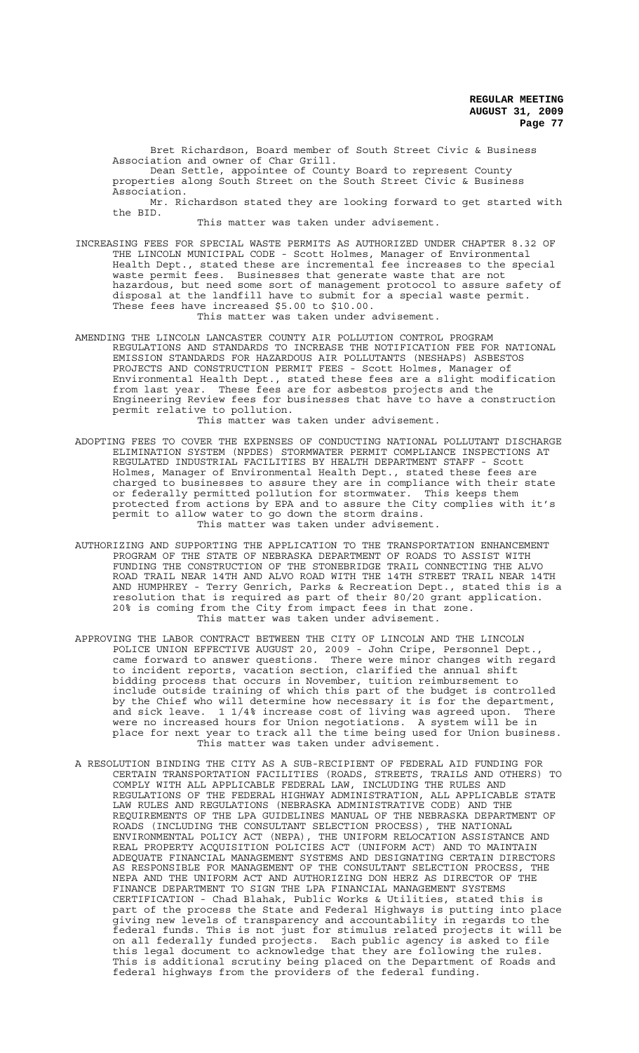Bret Richardson, Board member of South Street Civic & Business Association and owner of Char Grill.

Dean Settle, appointee of County Board to represent County properties along South Street on the South Street Civic & Business Association.

Mr. Richardson stated they are looking forward to get started with the BID.

This matter was taken under advisement.

INCREASING FEES FOR SPECIAL WASTE PERMITS AS AUTHORIZED UNDER CHAPTER 8.32 OF THE LINCOLN MUNICIPAL CODE - Scott Holmes, Manager of Environmental Health Dept., stated these are incremental fee increases to the special waste permit fees. Businesses that generate waste that are not hazardous, but need some sort of management protocol to assure safety of disposal at the landfill have to submit for a special waste permit. These fees have increased $5.00 to $10.00.

This matter was taken under advisement.

AMENDING THE LINCOLN LANCASTER COUNTY AIR POLLUTION CONTROL PROGRAM REGULATIONS AND STANDARDS TO INCREASE THE NOTIFICATION FEE FOR NATIONAL EMISSION STANDARDS FOR HAZARDOUS AIR POLLUTANTS (NESHAPS) ASBESTOS PROJECTS AND CONSTRUCTION PERMIT FEES - Scott Holmes, Manager of Environmental Health Dept., stated these fees are a slight modification from last year. These fees are for asbestos projects and the Engineering Review fees for businesses that have to have a construction permit relative to pollution.

This matter was taken under advisement.

ADOPTING FEES TO COVER THE EXPENSES OF CONDUCTING NATIONAL POLLUTANT DISCHARGE ELIMINATION SYSTEM (NPDES) STORMWATER PERMIT COMPLIANCE INSPECTIONS AT REGULATED INDUSTRIAL FACILITIES BY HEALTH DEPARTMENT STAFF - Scott Holmes, Manager of Environmental Health Dept., stated these fees are charged to businesses to assure they are in compliance with their state or federally permitted pollution for stormwater. This keeps them protected from actions by EPA and to assure the City complies with it's permit to allow water to go down the storm drains.

This matter was taken under advisement.

AUTHORIZING AND SUPPORTING THE APPLICATION TO THE TRANSPORTATION ENHANCEMENT PROGRAM OF THE STATE OF NEBRASKA DEPARTMENT OF ROADS TO ASSIST WITH FUNDING THE CONSTRUCTION OF THE STONEBRIDGE TRAIL CONNECTING THE ALVO ROAD TRAIL NEAR 14TH AND ALVO ROAD WITH THE 14TH STREET TRAIL NEAR 14TH AND HUMPHREY - Terry Genrich, Parks & Recreation Dept., stated this is a resolution that is required as part of their 80/20 grant application. 20% is coming from the City from impact fees in that zone.

This matter was taken under advisement.

APPROVING THE LABOR CONTRACT BETWEEN THE CITY OF LINCOLN AND THE LINCOLN POLICE UNION EFFECTIVE AUGUST 20, 2009 - John Cripe, Personnel Dept., came forward to answer questions. There were minor changes with regard to incident reports, vacation section, clarified the annual shift bidding process that occurs in November, tuition reimbursement to include outside training of which this part of the budget is controlled by the Chief who will determine how necessary it is for the department, and sick leave. 1 1/4% increase cost of living was agreed upon. There were no increased hours for Union negotiations. A system will be in place for next year to track all the time being used for Union business.

This matter was taken under advisement.

A RESOLUTION BINDING THE CITY AS A SUB-RECIPIENT OF FEDERAL AID FUNDING FOR CERTAIN TRANSPORTATION FACILITIES (ROADS, STREETS, TRAILS AND OTHERS) TO COMPLY WITH ALL APPLICABLE FEDERAL LAW, INCLUDING THE RULES AND REGULATIONS OF THE FEDERAL HIGHWAY ADMINISTRATION, ALL APPLICABLE STATE LAW RULES AND REGULATIONS (NEBRASKA ADMINISTRATIVE CODE) AND THE REQUIREMENTS OF THE LPA GUIDELINES MANUAL OF THE NEBRASKA DEPARTMENT OF ROADS (INCLUDING THE CONSULTANT SELECTION PROCESS), THE NATIONAL ENVIRONMENTAL POLICY ACT (NEPA), THE UNIFORM RELOCATION ASSISTANCE AND REAL PROPERTY ACQUISITION POLICIES ACT (UNIFORM ACT) AND TO MAINTAIN ADEQUATE FINANCIAL MANAGEMENT SYSTEMS AND DESIGNATING CERTAIN DIRECTORS AS RESPONSIBLE FOR MANAGEMENT OF THE CONSULTANT SELECTION PROCESS, THE NEPA AND THE UNIFORM ACT AND AUTHORIZING DON HERZ AS DIRECTOR OF THE FINANCE DEPARTMENT TO SIGN THE LPA FINANCIAL MANAGEMENT SYSTEMS CERTIFICATION - Chad Blahak, Public Works & Utilities, stated this is part of the process the State and Federal Highways is putting into place giving new levels of transparency and accountability in regards to the federal funds. This is not just for stimulus related projects it will be on all federally funded projects. Each public agency is asked to file this legal document to acknowledge that they are following the rules. This is additional scrutiny being placed on the Department of Roads and federal highways from the providers of the federal funding.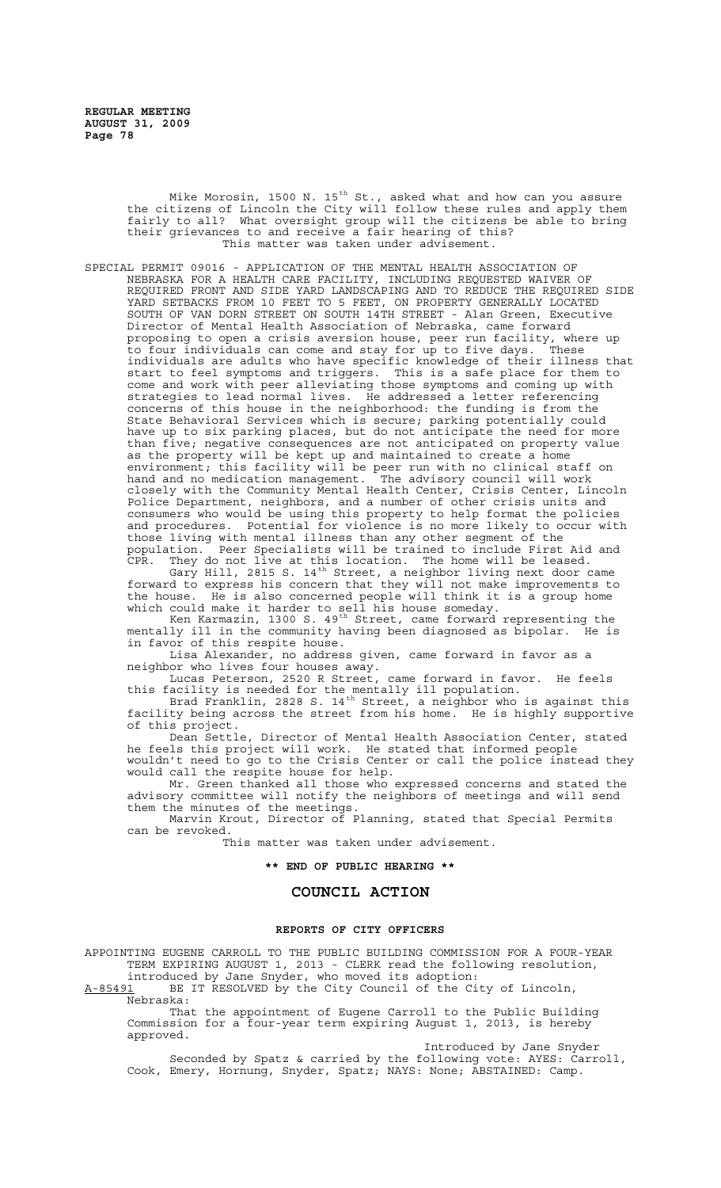Mike Morosin, 1500 N. 15th St., asked what and how can you assure the citizens of Lincoln the City will follow these rules and apply them fairly to all? What oversight group will the citizens be able to bring their grievances to and receive a fair hearing of this?
This matter was taken under advisement.

SPECIAL PERMIT 09016 - APPLICATION OF THE MENTAL HEALTH ASSOCIATION OF NEBRASKA FOR A HEALTH CARE FACILITY, INCLUDING REQUESTED WAIVER OF REQUIRED FRONT AND SIDE YARD LANDSCAPING AND TO REDUCE THE REQUIRED SIDE YARD SETBACKS FROM 10 FEET TO 5 FEET, ON PROPERTY GENERALLY LOCATED SOUTH OF VAN DORN STREET ON SOUTH 14TH STREET - Alan Green, Executive Director of Mental Health Association of Nebraska, came forward proposing to open a crisis aversion house, peer run facility, where up to four individuals can come and stay for up to five days. These individuals are adults who have specific knowledge of their illness that start to feel symptoms and triggers. This is a safe place for them to come and work with peer alleviating those symptoms and coming up with strategies to lead normal lives. He addressed a letter referencing concerns of this house in the neighborhood: the funding is from the State Behavioral Services which is secure; parking potentially could have up to six parking places, but do not anticipate the need for more than five; negative consequences are not anticipated on property value as the property will be kept up and maintained to create a home environment; this facility will be peer run with no clinical staff on hand and no medication management. The advisory council will work closely with the Community Mental Health Center, Crisis Center, Lincoln Police Department, neighbors, and a number of other crisis units and consumers who would be using this property to help format the policies and procedures. Potential for violence is no more likely to occur with those living with mental illness than any other segment of the population. Peer Specialists will be trained to include First Aid and CPR. They do not live at this location. The home will be leased.

Gary Hill, 2815 S. 14th Street, a neighbor living next door came forward to express his concern that they will not make improvements to the house. He is also concerned people will think it is a group home which could make it harder to sell his house someday.

Ken Karmazin, 1300 S. 49th Street, came forward representing the mentally ill in the community having been diagnosed as bipolar. He is in favor of this respite house.

Lisa Alexander, no address given, came forward in favor as a neighbor who lives four houses away.

Lucas Peterson, 2520 R Street, came forward in favor. He feels this facility is needed for the mentally ill population.

Brad Franklin, 2828 S. 14th Street, a neighbor who is against this facility being across the street from his home. He is highly supportive of this project.

Dean Settle, Director of Mental Health Association Center, stated he feels this project will work. He stated that informed people wouldn't need to go to the Crisis Center or call the police instead they would call the respite house for help.

Mr. Green thanked all those who expressed concerns and stated the advisory committee will notify the neighbors of meetings and will send them the minutes of the meetings.

Marvin Krout, Director of Planning, stated that Special Permits can be revoked.

This matter was taken under advisement.

**\*\* END OF PUBLIC HEARING \*\***

## COUNCIL ACTION

### REPORTS OF CITY OFFICERS

APPOINTING EUGENE CARROLL TO THE PUBLIC BUILDING COMMISSION FOR A FOUR-YEAR TERM EXPIRING AUGUST 1, 2013 - CLERK read the following resolution, introduced by Jane Snyder, who moved its adoption:

A-85491 BE IT RESOLVED by the City Council of the City of Lincoln, Nebraska:

That the appointment of Eugene Carroll to the Public Building Commission for a four-year term expiring August 1, 2013, is hereby approved.

Introduced by Jane Snyder

Seconded by Spatz & carried by the following vote: AYES: Carroll, Cook, Emery, Hornung, Snyder, Spatz; NAYS: None; ABSTAINED: Camp.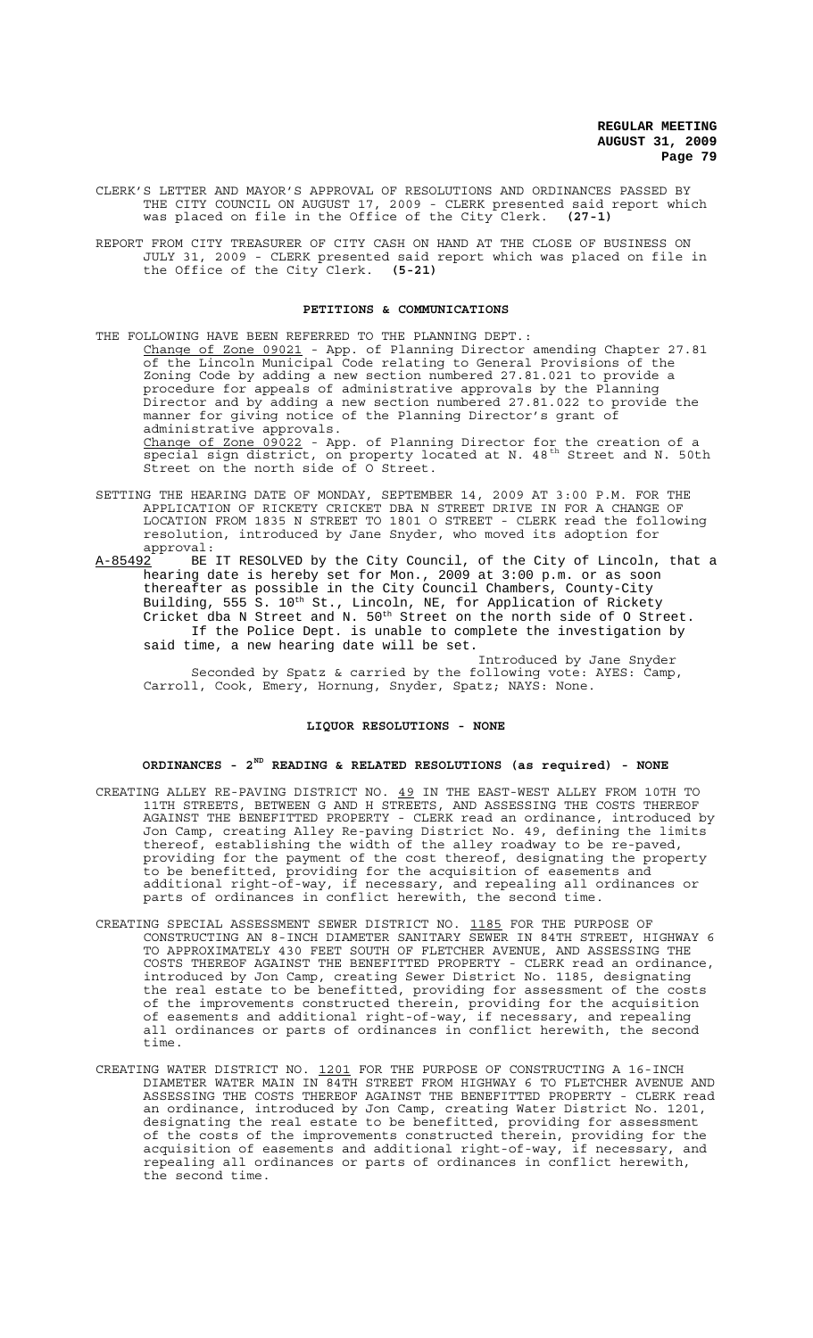CLERK'S LETTER AND MAYOR'S APPROVAL OF RESOLUTIONS AND ORDINANCES PASSED BY THE CITY COUNCIL ON AUGUST 17, 2009 - CLERK presented said report which was placed on file in the Office of the City Clerk. **(27-1)**

REPORT FROM CITY TREASURER OF CITY CASH ON HAND AT THE CLOSE OF BUSINESS ON JULY 31, 2009 - CLERK presented said report which was placed on file in the Office of the City Clerk. **(5-21)**

## PETITIONS & COMMUNICATIONS

THE FOLLOWING HAVE BEEN REFERRED TO THE PLANNING DEPT.:

Change of Zone 09021 - App. of Planning Director amending Chapter 27.81 of the Lincoln Municipal Code relating to General Provisions of the Zoning Code by adding a new section numbered 27.81.021 to provide a procedure for appeals of administrative approvals by the Planning Director and by adding a new section numbered 27.81.022 to provide the manner for giving notice of the Planning Director's grant of administrative approvals.

Change of Zone 09022 - App. of Planning Director for the creation of a special sign district, on property located at N. 48th Street and N. 50th Street on the north side of O Street.

SETTING THE HEARING DATE OF MONDAY, SEPTEMBER 14, 2009 AT 3:00 P.M. FOR THE APPLICATION OF RICKETY CRICKET DBA N STREET DRIVE IN FOR A CHANGE OF LOCATION FROM 1835 N STREET TO 1801 O STREET - CLERK read the following resolution, introduced by Jane Snyder, who moved its adoption for approval:

A-85492 BE IT RESOLVED by the City Council, of the City of Lincoln, that a hearing date is hereby set for Mon., 2009 at 3:00 p.m. or as soon thereafter as possible in the City Council Chambers, County-City Building, 555 S. 10th St., Lincoln, NE, for Application of Rickety Cricket dba N Street and N. 50th Street on the north side of O Street.
If the Police Dept. is unable to complete the investigation by said time, a new hearing date will be set.

Introduced by Jane Snyder

Seconded by Spatz & carried by the following vote: AYES: Camp, Carroll, Cook, Emery, Hornung, Snyder, Spatz; NAYS: None.

## LIQUOR RESOLUTIONS - NONE

## ORDINANCES - 2ND READING & RELATED RESOLUTIONS (as required) - NONE

CREATING ALLEY RE-PAVING DISTRICT NO. 49 IN THE EAST-WEST ALLEY FROM 10TH TO 11TH STREETS, BETWEEN G AND H STREETS, AND ASSESSING THE COSTS THEREOF AGAINST THE BENEFITTED PROPERTY - CLERK read an ordinance, introduced by Jon Camp, creating Alley Re-paving District No. 49, defining the limits thereof, establishing the width of the alley roadway to be re-paved, providing for the payment of the cost thereof, designating the property to be benefitted, providing for the acquisition of easements and additional right-of-way, if necessary, and repealing all ordinances or parts of ordinances in conflict herewith, the second time.

CREATING SPECIAL ASSESSMENT SEWER DISTRICT NO. 1185 FOR THE PURPOSE OF CONSTRUCTING AN 8-INCH DIAMETER SANITARY SEWER IN 84TH STREET, HIGHWAY 6 TO APPROXIMATELY 430 FEET SOUTH OF FLETCHER AVENUE, AND ASSESSING THE COSTS THEREOF AGAINST THE BENEFITTED PROPERTY - CLERK read an ordinance, introduced by Jon Camp, creating Sewer District No. 1185, designating the real estate to be benefitted, providing for assessment of the costs of the improvements constructed therein, providing for the acquisition of easements and additional right-of-way, if necessary, and repealing all ordinances or parts of ordinances in conflict herewith, the second time.

CREATING WATER DISTRICT NO. 1201 FOR THE PURPOSE OF CONSTRUCTING A 16-INCH DIAMETER WATER MAIN IN 84TH STREET FROM HIGHWAY 6 TO FLETCHER AVENUE AND ASSESSING THE COSTS THEREOF AGAINST THE BENEFITTED PROPERTY - CLERK read an ordinance, introduced by Jon Camp, creating Water District No. 1201, designating the real estate to be benefitted, providing for assessment of the costs of the improvements constructed therein, providing for the acquisition of easements and additional right-of-way, if necessary, and repealing all ordinances or parts of ordinances in conflict herewith, the second time.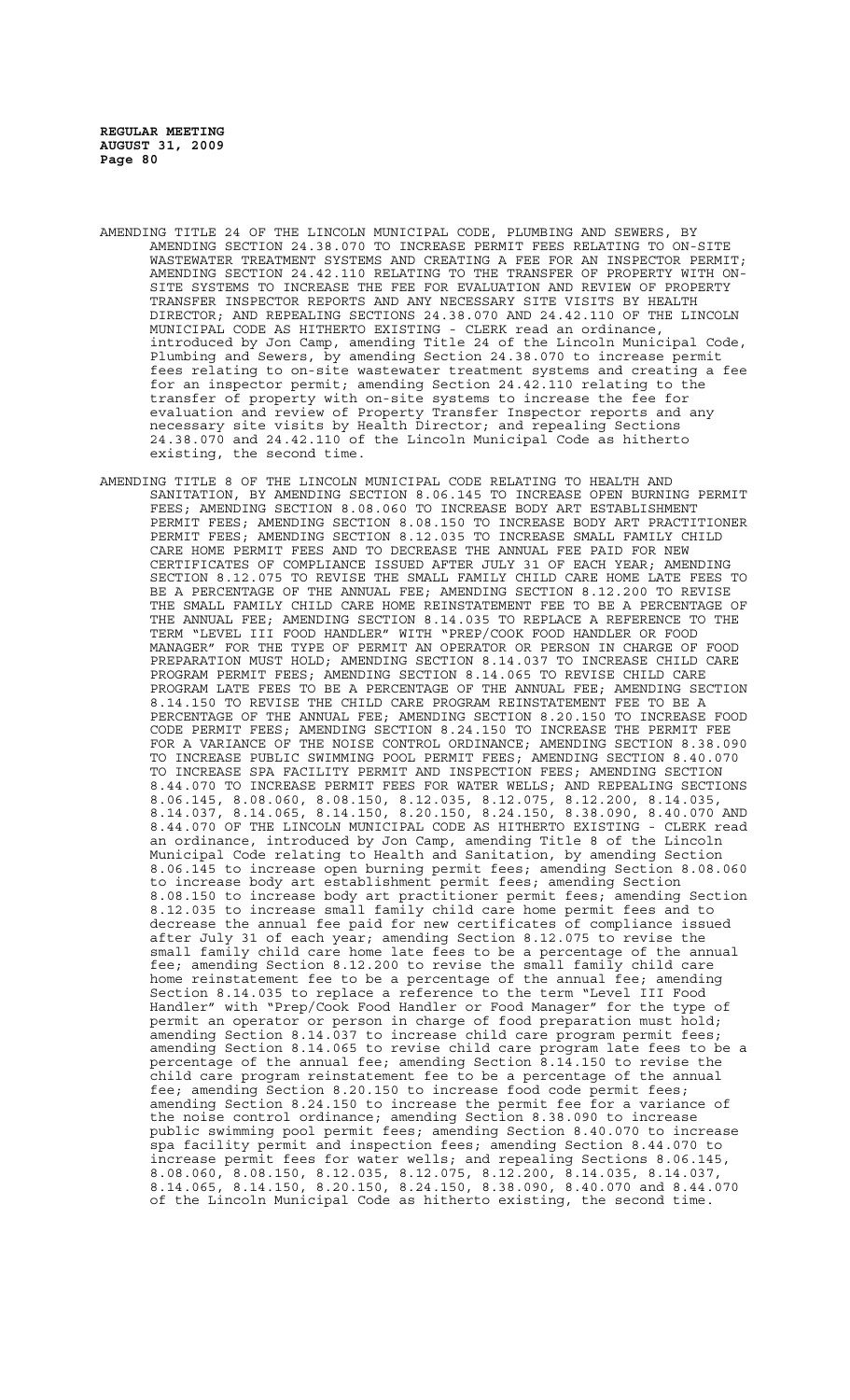AMENDING TITLE 24 OF THE LINCOLN MUNICIPAL CODE, PLUMBING AND SEWERS, BY AMENDING SECTION 24.38.070 TO INCREASE PERMIT FEES RELATING TO ON-SITE WASTEWATER TREATMENT SYSTEMS AND CREATING A FEE FOR AN INSPECTOR PERMIT; AMENDING SECTION 24.42.110 RELATING TO THE TRANSFER OF PROPERTY WITH ON-SITE SYSTEMS TO INCREASE THE FEE FOR EVALUATION AND REVIEW OF PROPERTY TRANSFER INSPECTOR REPORTS AND ANY NECESSARY SITE VISITS BY HEALTH DIRECTOR; AND REPEALING SECTIONS 24.38.070 AND 24.42.110 OF THE LINCOLN MUNICIPAL CODE AS HITHERTO EXISTING - CLERK read an ordinance, introduced by Jon Camp, amending Title 24 of the Lincoln Municipal Code, Plumbing and Sewers, by amending Section 24.38.070 to increase permit fees relating to on-site wastewater treatment systems and creating a fee for an inspector permit; amending Section 24.42.110 relating to the transfer of property with on-site systems to increase the fee for evaluation and review of Property Transfer Inspector reports and any necessary site visits by Health Director; and repealing Sections 24.38.070 and 24.42.110 of the Lincoln Municipal Code as hitherto existing, the second time.

AMENDING TITLE 8 OF THE LINCOLN MUNICIPAL CODE RELATING TO HEALTH AND SANITATION, BY AMENDING SECTION 8.06.145 TO INCREASE OPEN BURNING PERMIT FEES; AMENDING SECTION 8.08.060 TO INCREASE BODY ART ESTABLISHMENT PERMIT FEES; AMENDING SECTION 8.08.150 TO INCREASE BODY ART PRACTITIONER PERMIT FEES; AMENDING SECTION 8.12.035 TO INCREASE SMALL FAMILY CHILD CARE HOME PERMIT FEES AND TO DECREASE THE ANNUAL FEE PAID FOR NEW CERTIFICATES OF COMPLIANCE ISSUED AFTER JULY 31 OF EACH YEAR; AMENDING SECTION 8.12.075 TO REVISE THE SMALL FAMILY CHILD CARE HOME LATE FEES TO BE A PERCENTAGE OF THE ANNUAL FEE; AMENDING SECTION 8.12.200 TO REVISE THE SMALL FAMILY CHILD CARE HOME REINSTATEMENT FEE TO BE A PERCENTAGE OF THE ANNUAL FEE; AMENDING SECTION 8.14.035 TO REPLACE A REFERENCE TO THE TERM "LEVEL III FOOD HANDLER" WITH "PREP/COOK FOOD HANDLER OR FOOD MANAGER" FOR THE TYPE OF PERMIT AN OPERATOR OR PERSON IN CHARGE OF FOOD PREPARATION MUST HOLD; AMENDING SECTION 8.14.037 TO INCREASE CHILD CARE PROGRAM PERMIT FEES; AMENDING SECTION 8.14.065 TO REVISE CHILD CARE PROGRAM LATE FEES TO BE A PERCENTAGE OF THE ANNUAL FEE; AMENDING SECTION 8.14.150 TO REVISE THE CHILD CARE PROGRAM REINSTATEMENT FEE TO BE A PERCENTAGE OF THE ANNUAL FEE; AMENDING SECTION 8.20.150 TO INCREASE FOOD CODE PERMIT FEES; AMENDING SECTION 8.24.150 TO INCREASE THE PERMIT FEE FOR A VARIANCE OF THE NOISE CONTROL ORDINANCE; AMENDING SECTION 8.38.090 TO INCREASE PUBLIC SWIMMING POOL PERMIT FEES; AMENDING SECTION 8.40.070 TO INCREASE SPA FACILITY PERMIT AND INSPECTION FEES; AMENDING SECTION 8.44.070 TO INCREASE PERMIT FEES FOR WATER WELLS; AND REPEALING SECTIONS 8.06.145, 8.08.060, 8.08.150, 8.12.035, 8.12.075, 8.12.200, 8.14.035, 8.14.037, 8.14.065, 8.14.150, 8.20.150, 8.24.150, 8.38.090, 8.40.070 AND 8.44.070 OF THE LINCOLN MUNICIPAL CODE AS HITHERTO EXISTING - CLERK read an ordinance, introduced by Jon Camp, amending Title 8 of the Lincoln Municipal Code relating to Health and Sanitation, by amending Section 8.06.145 to increase open burning permit fees; amending Section 8.08.060 to increase body art establishment permit fees; amending Section 8.08.150 to increase body art practitioner permit fees; amending Section 8.12.035 to increase small family child care home permit fees and to decrease the annual fee paid for new certificates of compliance issued after July 31 of each year; amending Section 8.12.075 to revise the small family child care home late fees to be a percentage of the annual fee; amending Section 8.12.200 to revise the small family child care home reinstatement fee to be a percentage of the annual fee; amending Section 8.14.035 to replace a reference to the term "Level III Food Handler" with "Prep/Cook Food Handler or Food Manager" for the type of permit an operator or person in charge of food preparation must hold; amending Section 8.14.037 to increase child care program permit fees; amending Section 8.14.065 to revise child care program late fees to be a percentage of the annual fee; amending Section 8.14.150 to revise the child care program reinstatement fee to be a percentage of the annual fee; amending Section 8.20.150 to increase food code permit fees; amending Section 8.24.150 to increase the permit fee for a variance of the noise control ordinance; amending Section 8.38.090 to increase public swimming pool permit fees; amending Section 8.40.070 to increase spa facility permit and inspection fees; amending Section 8.44.070 to increase permit fees for water wells; and repealing Sections 8.06.145, 8.08.060, 8.08.150, 8.12.035, 8.12.075, 8.12.200, 8.14.035, 8.14.037, 8.14.065, 8.14.150, 8.20.150, 8.24.150, 8.38.090, 8.40.070 and 8.44.070 of the Lincoln Municipal Code as hitherto existing, the second time.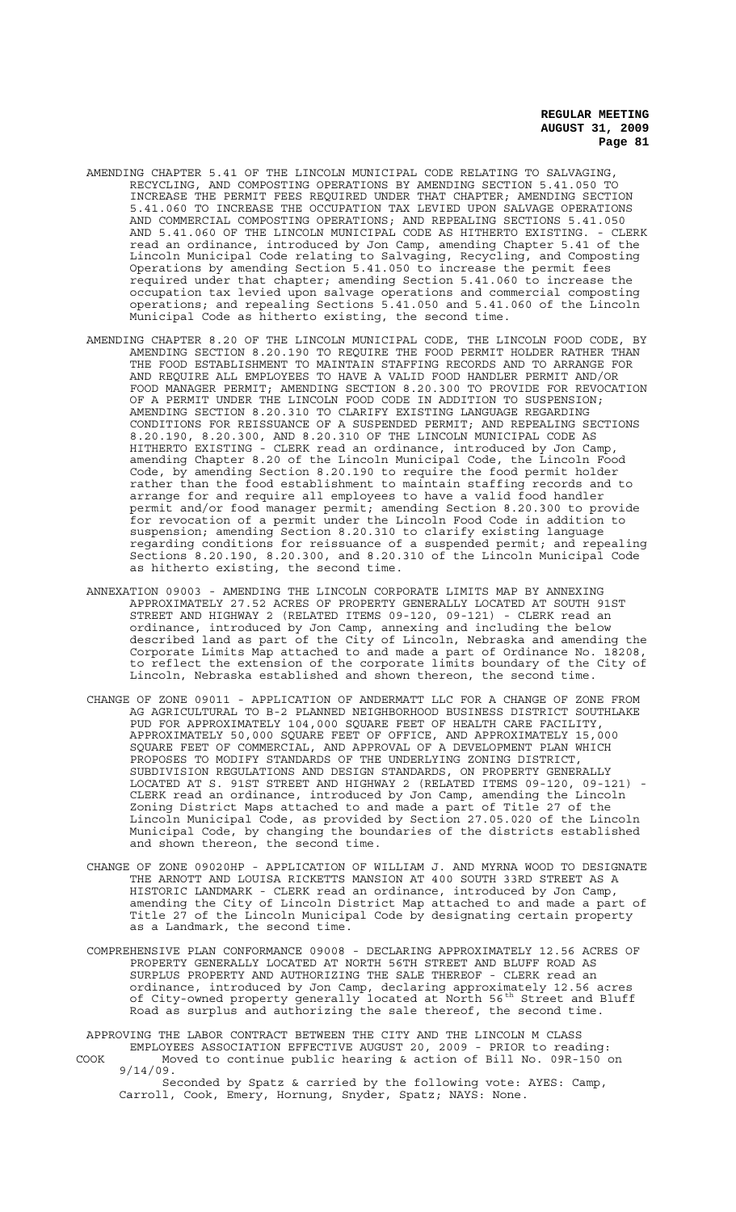AMENDING CHAPTER 5.41 OF THE LINCOLN MUNICIPAL CODE RELATING TO SALVAGING, RECYCLING, AND COMPOSTING OPERATIONS BY AMENDING SECTION 5.41.050 TO INCREASE THE PERMIT FEES REQUIRED UNDER THAT CHAPTER; AMENDING SECTION 5.41.060 TO INCREASE THE OCCUPATION TAX LEVIED UPON SALVAGE OPERATIONS AND COMMERCIAL COMPOSTING OPERATIONS; AND REPEALING SECTIONS 5.41.050 AND 5.41.060 OF THE LINCOLN MUNICIPAL CODE AS HITHERTO EXISTING. - CLERK read an ordinance, introduced by Jon Camp, amending Chapter 5.41 of the Lincoln Municipal Code relating to Salvaging, Recycling, and Composting Operations by amending Section 5.41.050 to increase the permit fees required under that chapter; amending Section 5.41.060 to increase the occupation tax levied upon salvage operations and commercial composting operations; and repealing Sections 5.41.050 and 5.41.060 of the Lincoln Municipal Code as hitherto existing, the second time.

AMENDING CHAPTER 8.20 OF THE LINCOLN MUNICIPAL CODE, THE LINCOLN FOOD CODE, BY AMENDING SECTION 8.20.190 TO REQUIRE THE FOOD PERMIT HOLDER RATHER THAN THE FOOD ESTABLISHMENT TO MAINTAIN STAFFING RECORDS AND TO ARRANGE FOR AND REQUIRE ALL EMPLOYEES TO HAVE A VALID FOOD HANDLER PERMIT AND/OR FOOD MANAGER PERMIT; AMENDING SECTION 8.20.300 TO PROVIDE FOR REVOCATION OF A PERMIT UNDER THE LINCOLN FOOD CODE IN ADDITION TO SUSPENSION; AMENDING SECTION 8.20.310 TO CLARIFY EXISTING LANGUAGE REGARDING CONDITIONS FOR REISSUANCE OF A SUSPENDED PERMIT; AND REPEALING SECTIONS 8.20.190, 8.20.300, AND 8.20.310 OF THE LINCOLN MUNICIPAL CODE AS HITHERTO EXISTING - CLERK read an ordinance, introduced by Jon Camp, amending Chapter 8.20 of the Lincoln Municipal Code, the Lincoln Food Code, by amending Section 8.20.190 to require the food permit holder rather than the food establishment to maintain staffing records and to arrange for and require all employees to have a valid food handler permit and/or food manager permit; amending Section 8.20.300 to provide for revocation of a permit under the Lincoln Food Code in addition to suspension; amending Section 8.20.310 to clarify existing language regarding conditions for reissuance of a suspended permit; and repealing Sections 8.20.190, 8.20.300, and 8.20.310 of the Lincoln Municipal Code as hitherto existing, the second time.

ANNEXATION 09003 - AMENDING THE LINCOLN CORPORATE LIMITS MAP BY ANNEXING APPROXIMATELY 27.52 ACRES OF PROPERTY GENERALLY LOCATED AT SOUTH 91ST STREET AND HIGHWAY 2 (RELATED ITEMS 09-120, 09-121) - CLERK read an ordinance, introduced by Jon Camp, annexing and including the below described land as part of the City of Lincoln, Nebraska and amending the Corporate Limits Map attached to and made a part of Ordinance No. 18208, to reflect the extension of the corporate limits boundary of the City of Lincoln, Nebraska established and shown thereon, the second time.

CHANGE OF ZONE 09011 - APPLICATION OF ANDERMATT LLC FOR A CHANGE OF ZONE FROM AG AGRICULTURAL TO B-2 PLANNED NEIGHBORHOOD BUSINESS DISTRICT SOUTHLAKE PUD FOR APPROXIMATELY 104,000 SQUARE FEET OF HEALTH CARE FACILITY, APPROXIMATELY 50,000 SQUARE FEET OF OFFICE, AND APPROXIMATELY 15,000 SQUARE FEET OF COMMERCIAL, AND APPROVAL OF A DEVELOPMENT PLAN WHICH PROPOSES TO MODIFY STANDARDS OF THE UNDERLYING ZONING DISTRICT, SUBDIVISION REGULATIONS AND DESIGN STANDARDS, ON PROPERTY GENERALLY LOCATED AT S. 91ST STREET AND HIGHWAY 2 (RELATED ITEMS 09-120, 09-121) - CLERK read an ordinance, introduced by Jon Camp, amending the Lincoln Zoning District Maps attached to and made a part of Title 27 of the Lincoln Municipal Code, as provided by Section 27.05.020 of the Lincoln Municipal Code, by changing the boundaries of the districts established and shown thereon, the second time.

CHANGE OF ZONE 09020HP - APPLICATION OF WILLIAM J. AND MYRNA WOOD TO DESIGNATE THE ARNOTT AND LOUISA RICKETTS MANSION AT 400 SOUTH 33RD STREET AS A HISTORIC LANDMARK - CLERK read an ordinance, introduced by Jon Camp, amending the City of Lincoln District Map attached to and made a part of Title 27 of the Lincoln Municipal Code by designating certain property as a Landmark, the second time.

COMPREHENSIVE PLAN CONFORMANCE 09008 - DECLARING APPROXIMATELY 12.56 ACRES OF PROPERTY GENERALLY LOCATED AT NORTH 56TH STREET AND BLUFF ROAD AS SURPLUS PROPERTY AND AUTHORIZING THE SALE THEREOF - CLERK read an ordinance, introduced by Jon Camp, declaring approximately 12.56 acres of City-owned property generally located at North 56th Street and Bluff Road as surplus and authorizing the sale thereof, the second time.

APPROVING THE LABOR CONTRACT BETWEEN THE CITY AND THE LINCOLN M CLASS EMPLOYEES ASSOCIATION EFFECTIVE AUGUST 20, 2009 - PRIOR to reading:

COOK Moved to continue public hearing & action of Bill No. 09R-150 on 9/14/09.

Seconded by Spatz & carried by the following vote: AYES: Camp, Carroll, Cook, Emery, Hornung, Snyder, Spatz; NAYS: None.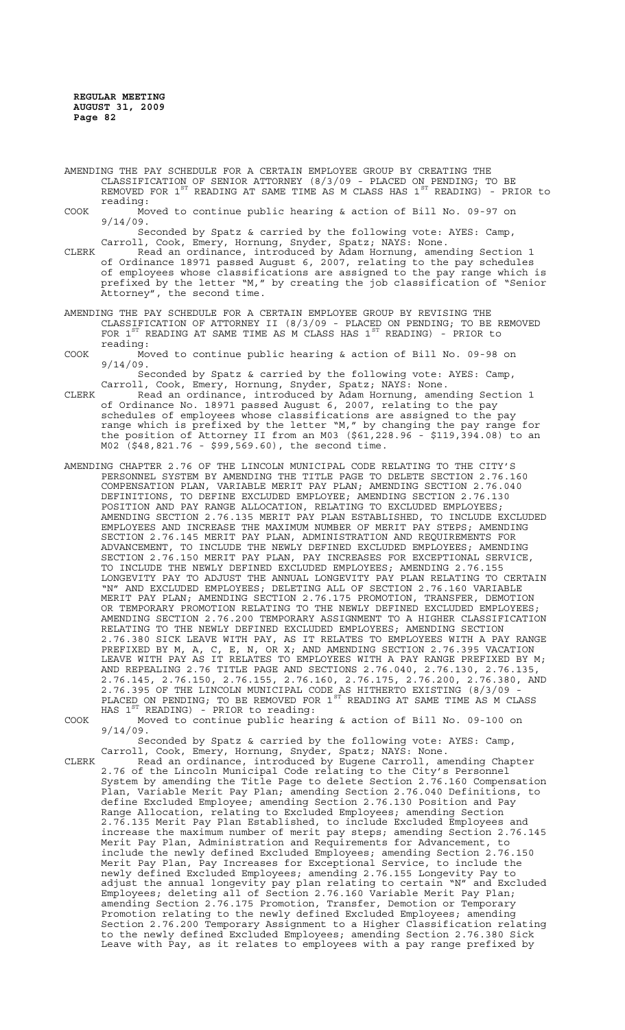AMENDING THE PAY SCHEDULE FOR A CERTAIN EMPLOYEE GROUP BY CREATING THE CLASSIFICATION OF SENIOR ATTORNEY (8/3/09 - PLACED ON PENDING; TO BE REMOVED FOR 1ST READING AT SAME TIME AS M CLASS HAS 1ST READING) - PRIOR to reading:

COOK Moved to continue public hearing & action of Bill No. 09-97 on 9/14/09.

Seconded by Spatz & carried by the following vote: AYES: Camp, Carroll, Cook, Emery, Hornung, Snyder, Spatz; NAYS: None.

CLERK Read an ordinance, introduced by Adam Hornung, amending Section 1 of Ordinance 18971 passed August 6, 2007, relating to the pay schedules of employees whose classifications are assigned to the pay range which is prefixed by the letter "M," by creating the job classification of "Senior Attorney", the second time.

AMENDING THE PAY SCHEDULE FOR A CERTAIN EMPLOYEE GROUP BY REVISING THE CLASSIFICATION OF ATTORNEY II (8/3/09 - PLACED ON PENDING; TO BE REMOVED FOR 1ST READING AT SAME TIME AS M CLASS HAS 1ST READING) - PRIOR to reading:

COOK Moved to continue public hearing & action of Bill No. 09-98 on 9/14/09.

Seconded by Spatz & carried by the following vote: AYES: Camp, Carroll, Cook, Emery, Hornung, Snyder, Spatz; NAYS: None.

CLERK Read an ordinance, introduced by Adam Hornung, amending Section 1 of Ordinance No. 18971 passed August 6, 2007, relating to the pay schedules of employees whose classifications are assigned to the pay range which is prefixed by the letter "M," by changing the pay range for the position of Attorney II from an M03 ($61,228.96 - $119,394.08) to an M02 ($48,821.76 - $99,569.60), the second time.

AMENDING CHAPTER 2.76 OF THE LINCOLN MUNICIPAL CODE RELATING TO THE CITY'S PERSONNEL SYSTEM BY AMENDING THE TITLE PAGE TO DELETE SECTION 2.76.160 COMPENSATION PLAN, VARIABLE MERIT PAY PLAN; AMENDING SECTION 2.76.040 DEFINITIONS, TO DEFINE EXCLUDED EMPLOYEE; AMENDING SECTION 2.76.130 POSITION AND PAY RANGE ALLOCATION, RELATING TO EXCLUDED EMPLOYEES; AMENDING SECTION 2.76.135 MERIT PAY PLAN ESTABLISHED, TO INCLUDE EXCLUDED EMPLOYEES AND INCREASE THE MAXIMUM NUMBER OF MERIT PAY STEPS; AMENDING SECTION 2.76.145 MERIT PAY PLAN, ADMINISTRATION AND REQUIREMENTS FOR ADVANCEMENT, TO INCLUDE THE NEWLY DEFINED EXCLUDED EMPLOYEES; AMENDING SECTION 2.76.150 MERIT PAY PLAN, PAY INCREASES FOR EXCEPTIONAL SERVICE, TO INCLUDE THE NEWLY DEFINED EXCLUDED EMPLOYEES; AMENDING 2.76.155 LONGEVITY PAY TO ADJUST THE ANNUAL LONGEVITY PAY PLAN RELATING TO CERTAIN "N" AND EXCLUDED EMPLOYEES; DELETING ALL OF SECTION 2.76.160 VARIABLE MERIT PAY PLAN; AMENDING SECTION 2.76.175 PROMOTION, TRANSFER, DEMOTION OR TEMPORARY PROMOTION RELATING TO THE NEWLY DEFINED EXCLUDED EMPLOYEES; AMENDING SECTION 2.76.200 TEMPORARY ASSIGNMENT TO A HIGHER CLASSIFICATION RELATING TO THE NEWLY DEFINED EXCLUDED EMPLOYEES; AMENDING SECTION 2.76.380 SICK LEAVE WITH PAY, AS IT RELATES TO EMPLOYEES WITH A PAY RANGE PREFIXED BY M, A, C, E, N, OR X; AND AMENDING SECTION 2.76.395 VACATION LEAVE WITH PAY AS IT RELATES TO EMPLOYEES WITH A PAY RANGE PREFIXED BY M; AND REPEALING 2.76 TITLE PAGE AND SECTIONS 2.76.040, 2.76.130, 2.76.135, 2.76.145, 2.76.150, 2.76.155, 2.76.160, 2.76.175, 2.76.200, 2.76.380, AND 2.76.395 OF THE LINCOLN MUNICIPAL CODE AS HITHERTO EXISTING (8/3/09 - PLACED ON PENDING; TO BE REMOVED FOR 1ST READING AT SAME TIME AS M CLASS HAS 1ST READING) - PRIOR to reading:

COOK Moved to continue public hearing & action of Bill No. 09-100 on 9/14/09.

Seconded by Spatz & carried by the following vote: AYES: Camp, Carroll, Cook, Emery, Hornung, Snyder, Spatz; NAYS: None.

CLERK Read an ordinance, introduced by Eugene Carroll, amending Chapter 2.76 of the Lincoln Municipal Code relating to the City's Personnel System by amending the Title Page to delete Section 2.76.160 Compensation Plan, Variable Merit Pay Plan; amending Section 2.76.040 Definitions, to define Excluded Employee; amending Section 2.76.130 Position and Pay Range Allocation, relating to Excluded Employees; amending Section 2.76.135 Merit Pay Plan Established, to include Excluded Employees and increase the maximum number of merit pay steps; amending Section 2.76.145 Merit Pay Plan, Administration and Requirements for Advancement, to include the newly defined Excluded Employees; amending Section 2.76.150 Merit Pay Plan, Pay Increases for Exceptional Service, to include the newly defined Excluded Employees; amending 2.76.155 Longevity Pay to adjust the annual longevity pay plan relating to certain "N" and Excluded Employees; deleting all of Section 2.76.160 Variable Merit Pay Plan; amending Section 2.76.175 Promotion, Transfer, Demotion or Temporary Promotion relating to the newly defined Excluded Employees; amending Section 2.76.200 Temporary Assignment to a Higher Classification relating to the newly defined Excluded Employees; amending Section 2.76.380 Sick Leave with Pay, as it relates to employees with a pay range prefixed by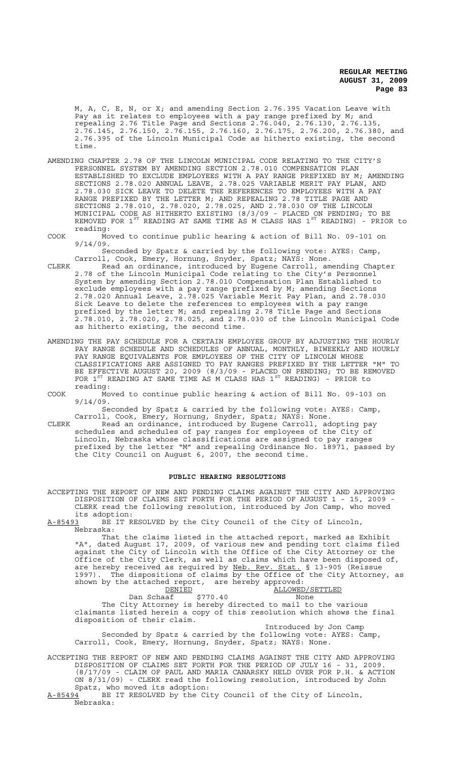M, A, C, E, N, or X; and amending Section 2.76.395 Vacation Leave with Pay as it relates to employees with a pay range prefixed by M; and repealing 2.76 Title Page and Sections 2.76.040, 2.76.130, 2.76.135, 2.76.145, 2.76.150, 2.76.155, 2.76.160, 2.76.175, 2.76.200, 2.76.380, and 2.76.395 of the Lincoln Municipal Code as hitherto existing, the second time.

AMENDING CHAPTER 2.78 OF THE LINCOLN MUNICIPAL CODE RELATING TO THE CITY'S PERSONNEL SYSTEM BY AMENDING SECTION 2.78.010 COMPENSATION PLAN ESTABLISHED TO EXCLUDE EMPLOYEES WITH A PAY RANGE PREFIXED BY M; AMENDING SECTIONS 2.78.020 ANNUAL LEAVE, 2.78.025 VARIABLE MERIT PAY PLAN, AND 2.78.030 SICK LEAVE TO DELETE THE REFERENCES TO EMPLOYEES WITH A PAY RANGE PREFIXED BY THE LETTER M; AND REPEALING 2.78 TITLE PAGE AND SECTIONS 2.78.010, 2.78.020, 2.78.025, AND 2.78.030 OF THE LINCOLN MUNICIPAL CODE AS HITHERTO EXISTING (8/3/09 - PLACED ON PENDING; TO BE REMOVED FOR 1ST READING AT SAME TIME AS M CLASS HAS 1ST READING) - PRIOR to reading:

COOK Moved to continue public hearing & action of Bill No. 09-101 on 9/14/09.

Seconded by Spatz & carried by the following vote: AYES: Camp, Carroll, Cook, Emery, Hornung, Snyder, Spatz; NAYS: None.

CLERK Read an ordinance, introduced by Eugene Carroll, amending Chapter 2.78 of the Lincoln Municipal Code relating to the City's Personnel System by amending Section 2.78.010 Compensation Plan Established to exclude employees with a pay range prefixed by M; amending Sections 2.78.020 Annual Leave, 2.78.025 Variable Merit Pay Plan, and 2.78.030 Sick Leave to delete the references to employees with a pay range prefixed by the letter M; and repealing 2.78 Title Page and Sections 2.78.010, 2.78.020, 2.78.025, and 2.78.030 of the Lincoln Municipal Code as hitherto existing, the second time.

AMENDING THE PAY SCHEDULE FOR A CERTAIN EMPLOYEE GROUP BY ADJUSTING THE HOURLY PAY RANGE SCHEDULE AND SCHEDULES OF ANNUAL, MONTHLY, BIWEEKLY AND HOURLY PAY RANGE EQUIVALENTS FOR EMPLOYEES OF THE CITY OF LINCOLN WHOSE CLASSIFICATIONS ARE ASSIGNED TO PAY RANGES PREFIXED BY THE LETTER "M" TO BE EFFECTIVE AUGUST 20, 2009 (8/3/09 - PLACED ON PENDING; TO BE REMOVED FOR 1ST READING AT SAME TIME AS M CLASS HAS 1ST READING) - PRIOR to reading:

COOK Moved to continue public hearing & action of Bill No. 09-103 on 9/14/09.

Seconded by Spatz & carried by the following vote: AYES: Camp, Carroll, Cook, Emery, Hornung, Snyder, Spatz; NAYS: None.

CLERK Read an ordinance, introduced by Eugene Carroll, adopting pay schedules and schedules of pay ranges for employees of the City of Lincoln, Nebraska whose classifications are assigned to pay ranges prefixed by the letter "M" and repealing Ordinance No. 18971, passed by the City Council on August 6, 2007, the second time.

## PUBLIC HEARING RESOLUTIONS

ACCEPTING THE REPORT OF NEW AND PENDING CLAIMS AGAINST THE CITY AND APPROVING DISPOSITION OF CLAIMS SET FORTH FOR THE PERIOD OF AUGUST 1 - 15, 2009 - CLERK read the following resolution, introduced by Jon Camp, who moved its adoption:

A-85493 BE IT RESOLVED by the City Council of the City of Lincoln, Nebraska:

That the claims listed in the attached report, marked as Exhibit "A", dated August 17, 2009, of various new and pending tort claims filed against the City of Lincoln with the Office of the City Attorney or the Office of the City Clerk, as well as claims which have been disposed of, are hereby received as required by Neb. Rev. Stat. § 13-905 (Reissue 1997). The dispositions of claims by the Office of the City Attorney, as shown by the attached report, are hereby approved:

| DENIED | | ALLOWED/SETTLED |
|---|---|---|
| Dan Schaaf | $770.40 | None |

The City Attorney is hereby directed to mail to the various claimants listed herein a copy of this resolution which shows the final disposition of their claim.

Introduced by Jon Camp

Seconded by Spatz & carried by the following vote: AYES: Camp, Carroll, Cook, Emery, Hornung, Snyder, Spatz; NAYS: None.

ACCEPTING THE REPORT OF NEW AND PENDING CLAIMS AGAINST THE CITY AND APPROVING DISPOSITION OF CLAIMS SET FORTH FOR THE PERIOD OF JULY 16 - 31, 2009. (8/17/09 - CLAIM OF PAUL AND MARIA CANARSKY HELD OVER FOR P.H. & ACTION ON 8/31/09) - CLERK read the following resolution, introduced by John Spatz, who moved its adoption:

A-85494 BE IT RESOLVED by the City Council of the City of Lincoln, Nebraska: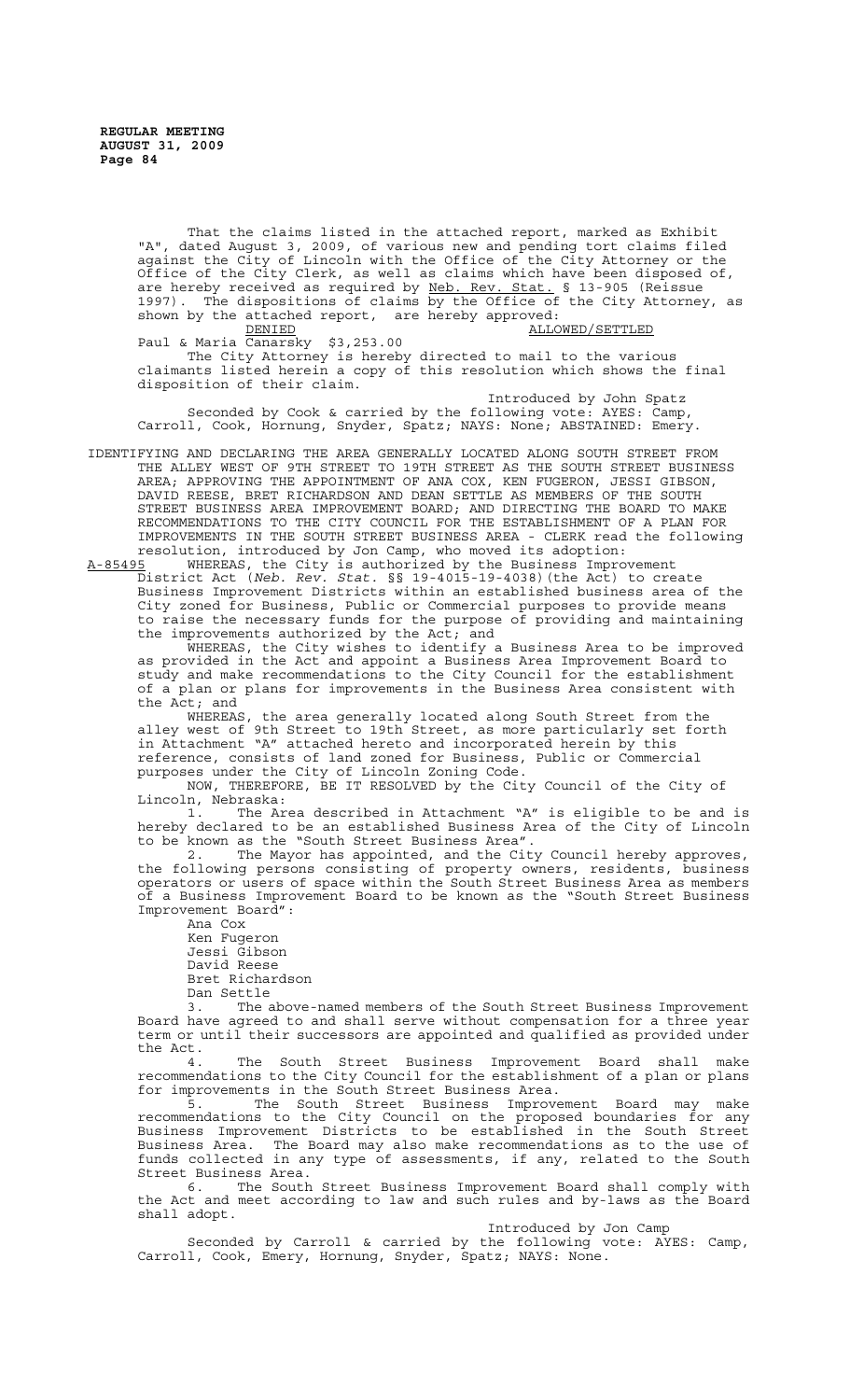That the claims listed in the attached report, marked as Exhibit "A", dated August 3, 2009, of various new and pending tort claims filed against the City of Lincoln with the Office of the City Attorney or the Office of the City Clerk, as well as claims which have been disposed of, are hereby received as required by Neb. Rev. Stat. § 13-905 (Reissue 1997). The dispositions of claims by the Office of the City Attorney, as shown by the attached report, are hereby approved:

| DENIED | ALLOWED/SETTLED |
|---|---|
| | Paul & Maria Canarsky $3,253.00 |

The City Attorney is hereby directed to mail to the various claimants listed herein a copy of this resolution which shows the final disposition of their claim.

Introduced by John Spatz

Seconded by Cook & carried by the following vote: AYES: Camp, Carroll, Cook, Hornung, Snyder, Spatz; NAYS: None; ABSTAINED: Emery.

IDENTIFYING AND DECLARING THE AREA GENERALLY LOCATED ALONG SOUTH STREET FROM THE ALLEY WEST OF 9TH STREET TO 19TH STREET AS THE SOUTH STREET BUSINESS AREA; APPROVING THE APPOINTMENT OF ANA COX, KEN FUGERON, JESSI GIBSON, DAVID REESE, BRET RICHARDSON AND DEAN SETTLE AS MEMBERS OF THE SOUTH STREET BUSINESS AREA IMPROVEMENT BOARD; AND DIRECTING THE BOARD TO MAKE RECOMMENDATIONS TO THE CITY COUNCIL FOR THE ESTABLISHMENT OF A PLAN FOR IMPROVEMENTS IN THE SOUTH STREET BUSINESS AREA - CLERK read the following resolution, introduced by Jon Camp, who moved its adoption:

A-85495 WHEREAS, the City is authorized by the Business Improvement District Act (*Neb. Rev. Stat.* §§ 19-4015-19-4038)(the Act) to create Business Improvement Districts within an established business area of the City zoned for Business, Public or Commercial purposes to provide means to raise the necessary funds for the purpose of providing and maintaining the improvements authorized by the Act; and

WHEREAS, the City wishes to identify a Business Area to be improved as provided in the Act and appoint a Business Area Improvement Board to study and make recommendations to the City Council for the establishment of a plan or plans for improvements in the Business Area consistent with the Act; and

WHEREAS, the area generally located along South Street from the alley west of 9th Street to 19th Street, as more particularly set forth in Attachment "A" attached hereto and incorporated herein by this reference, consists of land zoned for Business, Public or Commercial purposes under the City of Lincoln Zoning Code.

NOW, THEREFORE, BE IT RESOLVED by the City Council of the City of Lincoln, Nebraska:

1. The Area described in Attachment "A" is eligible to be and is hereby declared to be an established Business Area of the City of Lincoln to be known as the "South Street Business Area".

2. The Mayor has appointed, and the City Council hereby approves, the following persons consisting of property owners, residents, business operators or users of space within the South Street Business Area as members of a Business Improvement Board to be known as the "South Street Business Improvement Board":

Ana Cox
Ken Fugeron
Jessi Gibson
David Reese
Bret Richardson
Dan Settle

3. The above-named members of the South Street Business Improvement Board have agreed to and shall serve without compensation for a three year term or until their successors are appointed and qualified as provided under the Act.

4. The South Street Business Improvement Board shall make recommendations to the City Council for the establishment of a plan or plans for improvements in the South Street Business Area.

5. The South Street Business Improvement Board may make recommendations to the City Council on the proposed boundaries for any Business Improvement Districts to be established in the South Street Business Area. The Board may also make recommendations as to the use of funds collected in any type of assessments, if any, related to the South Street Business Area.

6. The South Street Business Improvement Board shall comply with the Act and meet according to law and such rules and by-laws as the Board shall adopt.

Introduced by Jon Camp

Seconded by Carroll & carried by the following vote: AYES: Camp, Carroll, Cook, Emery, Hornung, Snyder, Spatz; NAYS: None.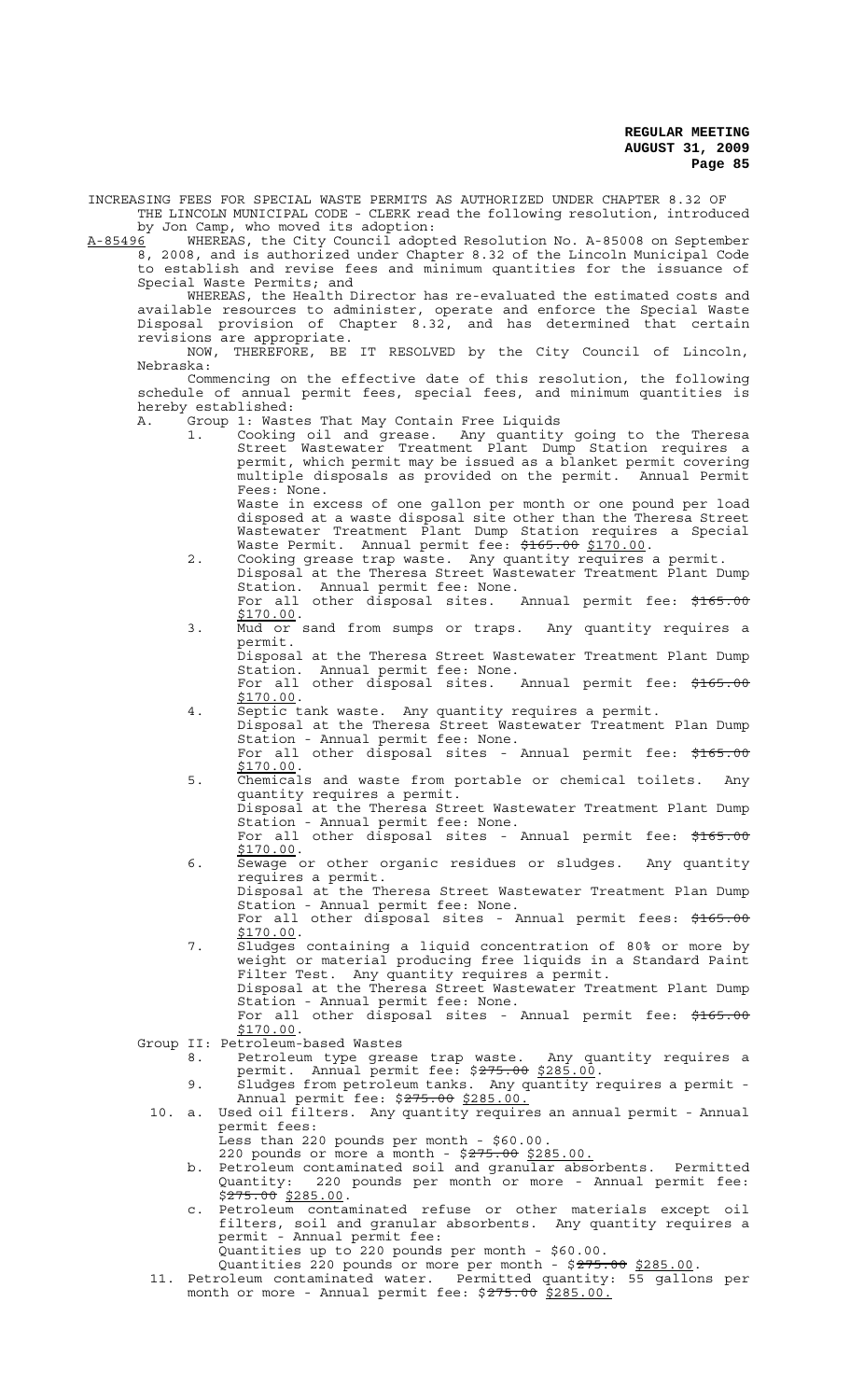INCREASING FEES FOR SPECIAL WASTE PERMITS AS AUTHORIZED UNDER CHAPTER 8.32 OF THE LINCOLN MUNICIPAL CODE - CLERK read the following resolution, introduced by Jon Camp, who moved its adoption:

A-85496 WHEREAS, the City Council adopted Resolution No. A-85008 on September 8, 2008, and is authorized under Chapter 8.32 of the Lincoln Municipal Code to establish and revise fees and minimum quantities for the issuance of Special Waste Permits; and

WHEREAS, the Health Director has re-evaluated the estimated costs and available resources to administer, operate and enforce the Special Waste Disposal provision of Chapter 8.32, and has determined that certain revisions are appropriate.

NOW, THEREFORE, BE IT RESOLVED by the City Council of Lincoln, Nebraska:

Commencing on the effective date of this resolution, the following schedule of annual permit fees, special fees, and minimum quantities is hereby established:

A. Group 1: Wastes That May Contain Free Liquids

1. Cooking oil and grease. Any quantity going to the Theresa Street Wastewater Treatment Plant Dump Station requires a permit, which permit may be issued as a blanket permit covering multiple disposals as provided on the permit. Annual Permit Fees: None.
   Waste in excess of one gallon per month or one pound per load disposed at a waste disposal site other than the Theresa Street Wastewater Treatment Plant Dump Station requires a Special Waste Permit. Annual permit fee: ~~$165.00~~ $170.00.
2. Cooking grease trap waste. Any quantity requires a permit.
   Disposal at the Theresa Street Wastewater Treatment Plant Dump Station. Annual permit fee: None.
   For all other disposal sites. Annual permit fee: ~~$165.00~~ $170.00.
3. Mud or sand from sumps or traps. Any quantity requires a permit.
   Disposal at the Theresa Street Wastewater Treatment Plant Dump Station. Annual permit fee: None.
   For all other disposal sites. Annual permit fee: ~~$165.00~~ $170.00.
4. Septic tank waste. Any quantity requires a permit.
   Disposal at the Theresa Street Wastewater Treatment Plan Dump Station - Annual permit fee: None.
   For all other disposal sites - Annual permit fee: ~~$165.00~~ $170.00.
5. Chemicals and waste from portable or chemical toilets. Any quantity requires a permit.
   Disposal at the Theresa Street Wastewater Treatment Plant Dump Station - Annual permit fee: None.
   For all other disposal sites - Annual permit fee: ~~$165.00~~ $170.00.
6. Sewage or other organic residues or sludges. Any quantity requires a permit.
   Disposal at the Theresa Street Wastewater Treatment Plan Dump Station - Annual permit fee: None.
   For all other disposal sites - Annual permit fees: ~~$165.00~~ $170.00.
7. Sludges containing a liquid concentration of 80% or more by weight or material producing free liquids in a Standard Paint Filter Test. Any quantity requires a permit.
   Disposal at the Theresa Street Wastewater Treatment Plant Dump Station - Annual permit fee: None.
   For all other disposal sites - Annual permit fee: ~~$165.00~~ $170.00.

Group II: Petroleum-based Wastes

8. Petroleum type grease trap waste. Any quantity requires a permit. Annual permit fee: $~~275.00~~ $285.00.
9. Sludges from petroleum tanks. Any quantity requires a permit - Annual permit fee: $~~275.00~~ $285.00.
10. a. Used oil filters. Any quantity requires an annual permit - Annual permit fees:
    Less than 220 pounds per month - $60.00.
    220 pounds or more a month - $~~275.00~~ $285.00.
    b. Petroleum contaminated soil and granular absorbents. Permitted Quantity: 220 pounds per month or more - Annual permit fee: $~~275.00~~ $285.00.
    c. Petroleum contaminated refuse or other materials except oil filters, soil and granular absorbents. Any quantity requires a permit - Annual permit fee:
    Quantities up to 220 pounds per month - $60.00.
    Quantities 220 pounds or more per month - $~~275.00~~ $285.00.
11. Petroleum contaminated water. Permitted quantity: 55 gallons per month or more - Annual permit fee: $~~275.00~~ $285.00.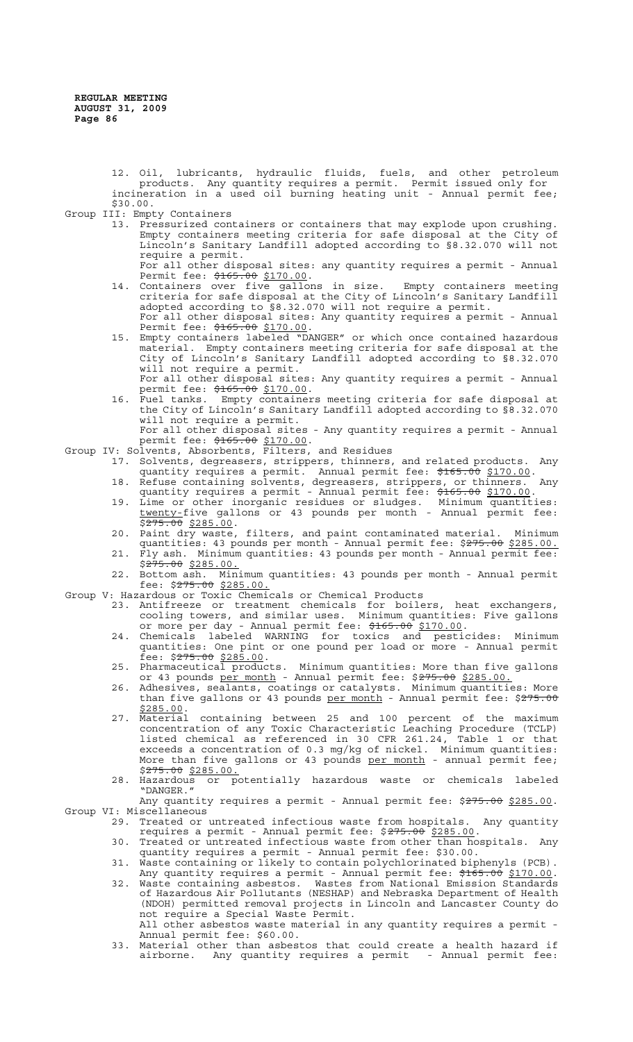12. Oil, lubricants, hydraulic fluids, fuels, and other petroleum products. Any quantity requires a permit. Permit issued only for incineration in a used oil burning heating unit - Annual permit fee; $30.00.

Group III: Empty Containers

13. Pressurized containers or containers that may explode upon crushing. Empty containers meeting criteria for safe disposal at the City of Lincoln's Sanitary Landfill adopted according to §8.32.070 will not require a permit.
    For all other disposal sites: any quantity requires a permit - Annual Permit fee: ~~$165.00~~ $170.00.
14. Containers over five gallons in size. Empty containers meeting criteria for safe disposal at the City of Lincoln's Sanitary Landfill adopted according to §8.32.070 will not require a permit.
    For all other disposal sites: Any quantity requires a permit - Annual Permit fee: ~~$165.00~~ $170.00.
15. Empty containers labeled "DANGER" or which once contained hazardous material. Empty containers meeting criteria for safe disposal at the City of Lincoln's Sanitary Landfill adopted according to §8.32.070 will not require a permit.
    For all other disposal sites: Any quantity requires a permit - Annual permit fee: ~~$165.00~~ $170.00.
16. Fuel tanks. Empty containers meeting criteria for safe disposal at the City of Lincoln's Sanitary Landfill adopted according to §8.32.070 will not require a permit.
    For all other disposal sites - Any quantity requires a permit - Annual permit fee: ~~$165.00~~ $170.00.

Group IV: Solvents, Absorbents, Filters, and Residues

17. Solvents, degreasers, strippers, thinners, and related products. Any quantity requires a permit. Annual permit fee: ~~$165.00~~ $170.00.
18. Refuse containing solvents, degreasers, strippers, or thinners. Any quantity requires a permit - Annual permit fee: ~~$165.00~~ $170.00.
19. Lime or other inorganic residues or sludges. Minimum quantities: twenty-five gallons or 43 pounds per month - Annual permit fee: ~~$275.00~~ $285.00.
20. Paint dry waste, filters, and paint contaminated material. Minimum quantities: 43 pounds per month - Annual permit fee: ~~$275.00~~ $285.00.
21. Fly ash. Minimum quantities: 43 pounds per month - Annual permit fee: ~~$275.00~~ $285.00.
22. Bottom ash. Minimum quantities: 43 pounds per month - Annual permit fee: ~~$275.00~~ $285.00.

Group V: Hazardous or Toxic Chemicals or Chemical Products

23. Antifreeze or treatment chemicals for boilers, heat exchangers, cooling towers, and similar uses. Minimum quantities: Five gallons or more per day - Annual permit fee: ~~$165.00~~ $170.00.
24. Chemicals labeled WARNING for toxics and pesticides: Minimum quantities: One pint or one pound per load or more - Annual permit fee: ~~$275.00~~ $285.00.
25. Pharmaceutical products. Minimum quantities: More than five gallons or 43 pounds per month - Annual permit fee: ~~$275.00~~ $285.00.
26. Adhesives, sealants, coatings or catalysts. Minimum quantities: More than five gallons or 43 pounds per month - Annual permit fee: ~~$275.00~~ $285.00.
27. Material containing between 25 and 100 percent of the maximum concentration of any Toxic Characteristic Leaching Procedure (TCLP) listed chemical as referenced in 30 CFR 261.24, Table 1 or that exceeds a concentration of 0.3 mg/kg of nickel. Minimum quantities: More than five gallons or 43 pounds per month - annual permit fee; ~~$275.00~~ $285.00.
28. Hazardous or potentially hazardous waste or chemicals labeled "DANGER."
    Any quantity requires a permit - Annual permit fee: ~~$275.00~~ $285.00.

Group VI: Miscellaneous

29. Treated or untreated infectious waste from hospitals. Any quantity requires a permit - Annual permit fee: ~~$275.00~~ $285.00.
30. Treated or untreated infectious waste from other than hospitals. Any quantity requires a permit - Annual permit fee: $30.00.
31. Waste containing or likely to contain polychlorinated biphenyls (PCB). Any quantity requires a permit - Annual permit fee: ~~$165.00~~ $170.00.
32. Waste containing asbestos. Wastes from National Emission Standards of Hazardous Air Pollutants (NESHAP) and Nebraska Department of Health (NDOH) permitted removal projects in Lincoln and Lancaster County do not require a Special Waste Permit.
    All other asbestos waste material in any quantity requires a permit - Annual permit fee: $60.00.
33. Material other than asbestos that could create a health hazard if airborne. Any quantity requires a permit - Annual permit fee: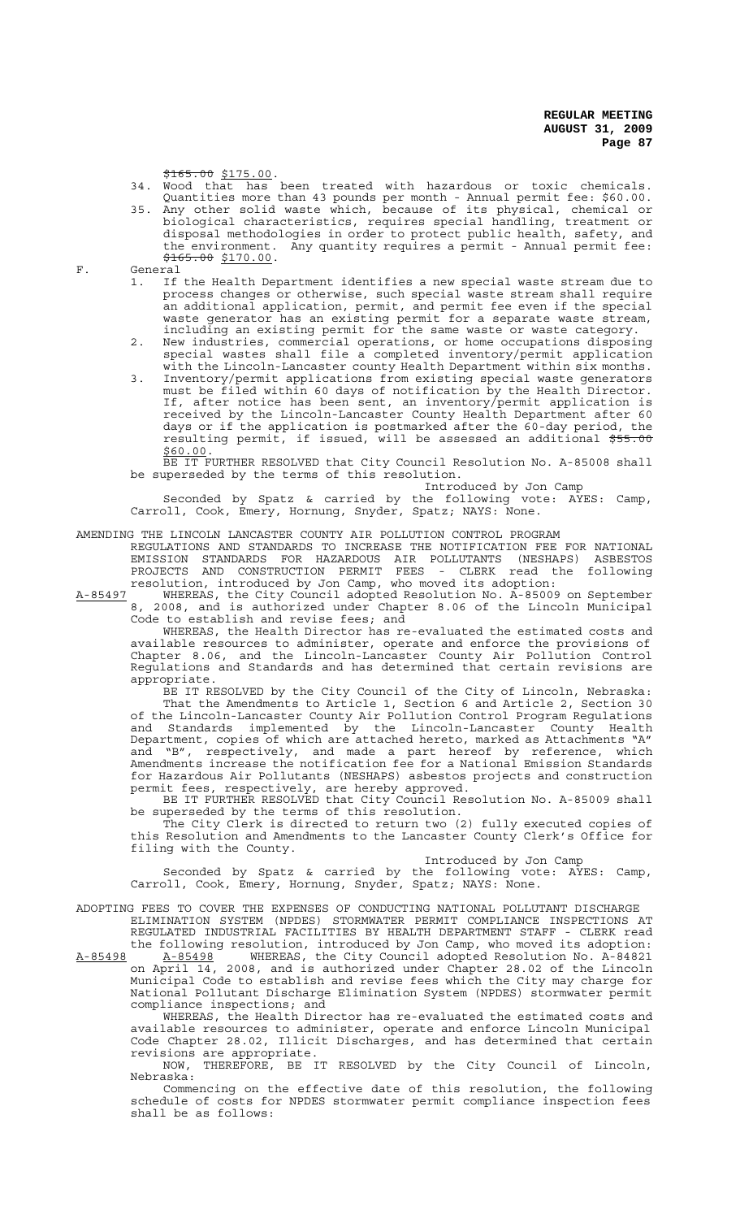~~$165.00~~ $175.00.

34. Wood that has been treated with hazardous or toxic chemicals. Quantities more than 43 pounds per month - Annual permit fee: $60.00.
35. Any other solid waste which, because of its physical, chemical or biological characteristics, requires special handling, treatment or disposal methodologies in order to protect public health, safety, and the environment. Any quantity requires a permit - Annual permit fee: ~~$165.00~~ $170.00.

F. General

1. If the Health Department identifies a new special waste stream due to process changes or otherwise, such special waste stream shall require an additional application, permit, and permit fee even if the special waste generator has an existing permit for a separate waste stream, including an existing permit for the same waste or waste category.
2. New industries, commercial operations, or home occupations disposing special wastes shall file a completed inventory/permit application with the Lincoln-Lancaster county Health Department within six months.
3. Inventory/permit applications from existing special waste generators must be filed within 60 days of notification by the Health Director. If, after notice has been sent, an inventory/permit application is received by the Lincoln-Lancaster County Health Department after 60 days or if the application is postmarked after the 60-day period, the resulting permit, if issued, will be assessed an additional ~~$55.00~~ $60.00.

BE IT FURTHER RESOLVED that City Council Resolution No. A-85008 shall be superseded by the terms of this resolution.

Introduced by Jon Camp

Seconded by Spatz & carried by the following vote: AYES: Camp, Carroll, Cook, Emery, Hornung, Snyder, Spatz; NAYS: None.

AMENDING THE LINCOLN LANCASTER COUNTY AIR POLLUTION CONTROL PROGRAM REGULATIONS AND STANDARDS TO INCREASE THE NOTIFICATION FEE FOR NATIONAL EMISSION STANDARDS FOR HAZARDOUS AIR POLLUTANTS (NESHAPS) ASBESTOS PROJECTS AND CONSTRUCTION PERMIT FEES - CLERK read the following resolution, introduced by Jon Camp, who moved its adoption:

A-85497 WHEREAS, the City Council adopted Resolution No. A-85009 on September 8, 2008, and is authorized under Chapter 8.06 of the Lincoln Municipal Code to establish and revise fees; and

WHEREAS, the Health Director has re-evaluated the estimated costs and available resources to administer, operate and enforce the provisions of Chapter 8.06, and the Lincoln-Lancaster County Air Pollution Control Regulations and Standards and has determined that certain revisions are appropriate.

BE IT RESOLVED by the City Council of the City of Lincoln, Nebraska:

That the Amendments to Article 1, Section 6 and Article 2, Section 30 of the Lincoln-Lancaster County Air Pollution Control Program Regulations and Standards implemented by the Lincoln-Lancaster County Health Department, copies of which are attached hereto, marked as Attachments "A" and "B", respectively, and made a part hereof by reference, which Amendments increase the notification fee for a National Emission Standards for Hazardous Air Pollutants (NESHAPS) asbestos projects and construction permit fees, respectively, are hereby approved.

BE IT FURTHER RESOLVED that City Council Resolution No. A-85009 shall be superseded by the terms of this resolution.

The City Clerk is directed to return two (2) fully executed copies of this Resolution and Amendments to the Lancaster County Clerk's Office for filing with the County.

Introduced by Jon Camp

Seconded by Spatz & carried by the following vote: AYES: Camp, Carroll, Cook, Emery, Hornung, Snyder, Spatz; NAYS: None.

ADOPTING FEES TO COVER THE EXPENSES OF CONDUCTING NATIONAL POLLUTANT DISCHARGE ELIMINATION SYSTEM (NPDES) STORMWATER PERMIT COMPLIANCE INSPECTIONS AT REGULATED INDUSTRIAL FACILITIES BY HEALTH DEPARTMENT STAFF - CLERK read the following resolution, introduced by Jon Camp, who moved its adoption:

A-85498 A-85498 WHEREAS, the City Council adopted Resolution No. A-84821 on April 14, 2008, and is authorized under Chapter 28.02 of the Lincoln Municipal Code to establish and revise fees which the City may charge for National Pollutant Discharge Elimination System (NPDES) stormwater permit compliance inspections; and

WHEREAS, the Health Director has re-evaluated the estimated costs and available resources to administer, operate and enforce Lincoln Municipal Code Chapter 28.02, Illicit Discharges, and has determined that certain revisions are appropriate.

NOW, THEREFORE, BE IT RESOLVED by the City Council of Lincoln, Nebraska:

Commencing on the effective date of this resolution, the following schedule of costs for NPDES stormwater permit compliance inspection fees shall be as follows: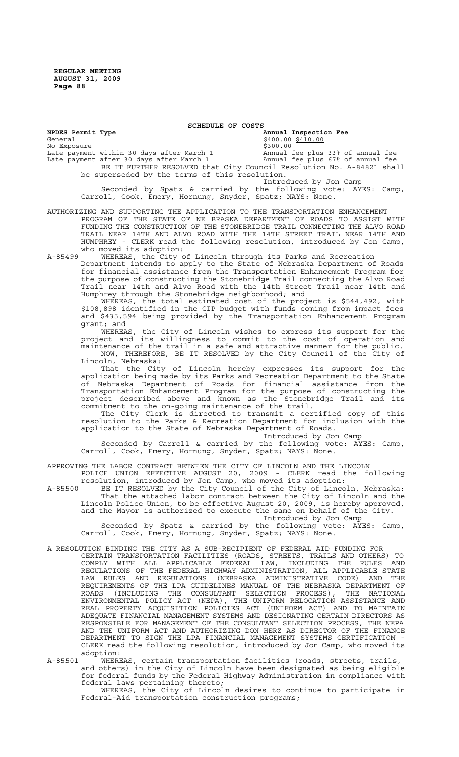**SCHEDULE OF COSTS**

| **NPDES Permit Type** | **Annual Inspection Fee** |
|---|---|
| General | ~~$400.00~~ <u>$410.00</u> |
| No Exposure | $300.00 |
| <u>Late payment within 30 days after March 1</u> | <u>Annual fee plus 33% of annual fee</u> |
| <u>Late payment after 30 days after March 1</u> | <u>Annual fee plus 67% of annual fee</u> |

BE IT FURTHER RESOLVED that City Council Resolution No. A-84821 shall be superseded by the terms of this resolution.

Introduced by Jon Camp

Seconded by Spatz & carried by the following vote: AYES: Camp, Carroll, Cook, Emery, Hornung, Snyder, Spatz; NAYS: None.

AUTHORIZING AND SUPPORTING THE APPLICATION TO THE TRANSPORTATION ENHANCEMENT PROGRAM OF THE STATE OF NE BRASKA DEPARTMENT OF ROADS TO ASSIST WITH FUNDING THE CONSTRUCTION OF THE STONEBRIDGE TRAIL CONNECTING THE ALVO ROAD TRAIL NEAR 14TH AND ALVO ROAD WITH THE 14TH STREET TRAIL NEAR 14TH AND HUMPHREY - CLERK read the following resolution, introduced by Jon Camp, who moved its adoption:

<u>A-85499</u> WHEREAS, the City of Lincoln through its Parks and Recreation Department intends to apply to the State of Nebraska Department of Roads for financial assistance from the Transportation Enhancement Program for the purpose of constructing the Stonebridge Trail connecting the Alvo Road Trail near 14th and Alvo Road with the 14th Street Trail near 14th and Humphrey through the Stonebridge neighborhood; and

WHEREAS, the total estimated cost of the project is $544,492, with $108,898 identified in the CIP budget with funds coming from impact fees and $435,594 being provided by the Transportation Enhancement Program grant; and

WHEREAS, the City of Lincoln wishes to express its support for the project and its willingness to commit to the cost of operation and maintenance of the trail in a safe and attractive manner for the public.

NOW, THEREFORE, BE IT RESOLVED by the City Council of the City of Lincoln, Nebraska:

That the City of Lincoln hereby expresses its support for the application being made by its Parks and Recreation Department to the State of Nebraska Department of Roads for financial assistance from the Transportation Enhancement Program for the purpose of constructing the project described above and known as the Stonebridge Trail and its commitment to the on-going maintenance of the trail.

The City Clerk is directed to transmit a certified copy of this resolution to the Parks & Recreation Department for inclusion with the application to the State of Nebraska Department of Roads.

Introduced by Jon Camp

Seconded by Carroll & carried by the following vote: AYES: Camp, Carroll, Cook, Emery, Hornung, Snyder, Spatz; NAYS: None.

APPROVING THE LABOR CONTRACT BETWEEN THE CITY OF LINCOLN AND THE LINCOLN POLICE UNION EFFECTIVE AUGUST 20, 2009 - CLERK read the following resolution, introduced by Jon Camp, who moved its adoption:

<u>A-85500</u> BE IT RESOLVED by the City Council of the City of Lincoln, Nebraska:

That the attached labor contract between the City of Lincoln and the Lincoln Police Union, to be effective August 20, 2009, is hereby approved, and the Mayor is authorized to execute the same on behalf of the City.

Introduced by Jon Camp

Seconded by Spatz & carried by the following vote: AYES: Camp, Carroll, Cook, Emery, Hornung, Snyder, Spatz; NAYS: None.

A RESOLUTION BINDING THE CITY AS A SUB-RECIPIENT OF FEDERAL AID FUNDING FOR CERTAIN TRANSPORTATION FACILITIES (ROADS, STREETS, TRAILS AND OTHERS) TO COMPLY WITH ALL APPLICABLE FEDERAL LAW, INCLUDING THE RULES AND REGULATIONS OF THE FEDERAL HIGHWAY ADMINISTRATION, ALL APPLICABLE STATE LAW RULES AND REGULATIONS (NEBRASKA ADMINISTRATIVE CODE) AND THE REQUIREMENTS OF THE LPA GUIDELINES MANUAL OF THE NEBRASKA DEPARTMENT OF ROADS (INCLUDING THE CONSULTANT SELECTION PROCESS), THE NATIONAL ENVIRONMENTAL POLICY ACT (NEPA), THE UNIFORM RELOCATION ASSISTANCE AND REAL PROPERTY ACQUISITION POLICIES ACT (UNIFORM ACT) AND TO MAINTAIN ADEQUATE FINANCIAL MANAGEMENT SYSTEMS AND DESIGNATING CERTAIN DIRECTORS AS RESPONSIBLE FOR MANAGEMENT OF THE CONSULTANT SELECTION PROCESS, THE NEPA AND THE UNIFORM ACT AND AUTHORIZING DON HERZ AS DIRECTOR OF THE FINANCE DEPARTMENT TO SIGN THE LPA FINANCIAL MANAGEMENT SYSTEMS CERTIFICATION - CLERK read the following resolution, introduced by Jon Camp, who moved its adoption:

<u>A-85501</u> WHEREAS, certain transportation facilities (roads, streets, trails, and others) in the City of Lincoln have been designated as being eligible for federal funds by the Federal Highway Administration in compliance with federal laws pertaining thereto;

WHEREAS, the City of Lincoln desires to continue to participate in Federal-Aid transportation construction programs;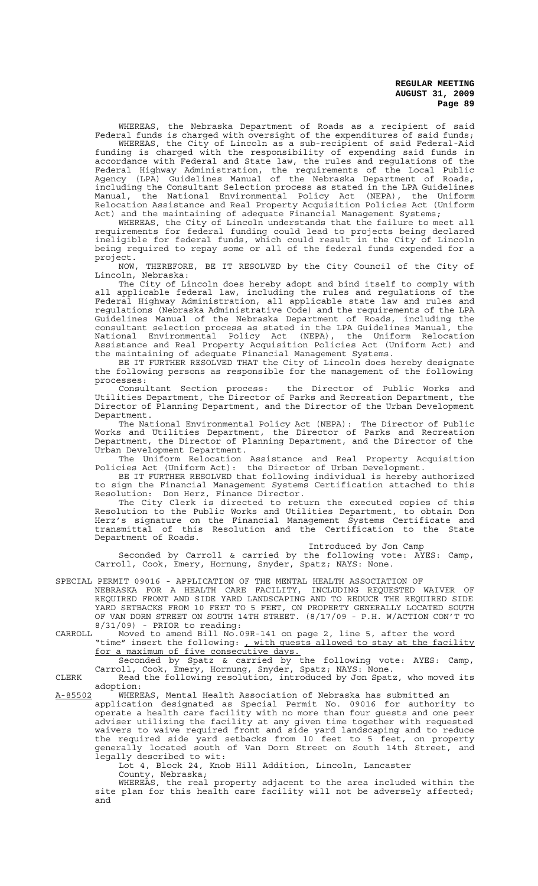WHEREAS, the Nebraska Department of Roads as a recipient of said Federal funds is charged with oversight of the expenditures of said funds;

WHEREAS, the City of Lincoln as a sub-recipient of said Federal-Aid funding is charged with the responsibility of expending said funds in accordance with Federal and State law, the rules and regulations of the Federal Highway Administration, the requirements of the Local Public Agency (LPA) Guidelines Manual of the Nebraska Department of Roads, including the Consultant Selection process as stated in the LPA Guidelines Manual, the National Environmental Policy Act (NEPA), the Uniform Relocation Assistance and Real Property Acquisition Policies Act (Uniform Act) and the maintaining of adequate Financial Management Systems;

WHEREAS, the City of Lincoln understands that the failure to meet all requirements for federal funding could lead to projects being declared ineligible for federal funds, which could result in the City of Lincoln being required to repay some or all of the federal funds expended for a project.

NOW, THEREFORE, BE IT RESOLVED by the City Council of the City of Lincoln, Nebraska:

The City of Lincoln does hereby adopt and bind itself to comply with all applicable federal law, including the rules and regulations of the Federal Highway Administration, all applicable state law and rules and regulations (Nebraska Administrative Code) and the requirements of the LPA Guidelines Manual of the Nebraska Department of Roads, including the consultant selection process as stated in the LPA Guidelines Manual, the National Environmental Policy Act (NEPA), the Uniform Relocation Assistance and Real Property Acquisition Policies Act (Uniform Act) and the maintaining of adequate Financial Management Systems.

BE IT FURTHER RESOLVED THAT the City of Lincoln does hereby designate the following persons as responsible for the management of the following processes:

Consultant Section process: the Director of Public Works and Utilities Department, the Director of Parks and Recreation Department, the Director of Planning Department, and the Director of the Urban Development Department.

The National Environmental Policy Act (NEPA): The Director of Public Works and Utilities Department, the Director of Parks and Recreation Department, the Director of Planning Department, and the Director of the Urban Development Department.

The Uniform Relocation Assistance and Real Property Acquisition Policies Act (Uniform Act): the Director of Urban Development.

BE IT FURTHER RESOLVED that following individual is hereby authorized to sign the Financial Management Systems Certification attached to this Resolution: Don Herz, Finance Director.

The City Clerk is directed to return the executed copies of this Resolution to the Public Works and Utilities Department, to obtain Don Herz's signature on the Financial Management Systems Certificate and transmittal of this Resolution and the Certification to the State Department of Roads.

Introduced by Jon Camp

Seconded by Carroll & carried by the following vote: AYES: Camp, Carroll, Cook, Emery, Hornung, Snyder, Spatz; NAYS: None.

SPECIAL PERMIT 09016 - APPLICATION OF THE MENTAL HEALTH ASSOCIATION OF NEBRASKA FOR A HEALTH CARE FACILITY, INCLUDING REQUESTED WAIVER OF REQUIRED FRONT AND SIDE YARD LANDSCAPING AND TO REDUCE THE REQUIRED SIDE YARD SETBACKS FROM 10 FEET TO 5 FEET, ON PROPERTY GENERALLY LOCATED SOUTH OF VAN DORN STREET ON SOUTH 14TH STREET. (8/17/09 - P.H. W/ACTION CON'T TO 8/31/09) - PRIOR to reading:

CARROLL Moved to amend Bill No.09R-141 on page 2, line 5, after the word "time" insert the following: <u>, with guests allowed to stay at the facility for a maximum of five consecutive days.</u>

Seconded by Spatz & carried by the following vote: AYES: Camp, Carroll, Cook, Emery, Hornung, Snyder, Spatz; NAYS: None.

CLERK Read the following resolution, introduced by Jon Spatz, who moved its adoption:

<u>A-85502</u> WHEREAS, Mental Health Association of Nebraska has submitted an application designated as Special Permit No. 09016 for authority to operate a health care facility with no more than four guests and one peer adviser utilizing the facility at any given time together with requested waivers to waive required front and side yard landscaping and to reduce the required side yard setbacks from 10 feet to 5 feet, on property generally located south of Van Dorn Street on South 14th Street, and legally described to wit:

Lot 4, Block 24, Knob Hill Addition, Lincoln, Lancaster County, Nebraska;

WHEREAS, the real property adjacent to the area included within the site plan for this health care facility will not be adversely affected; and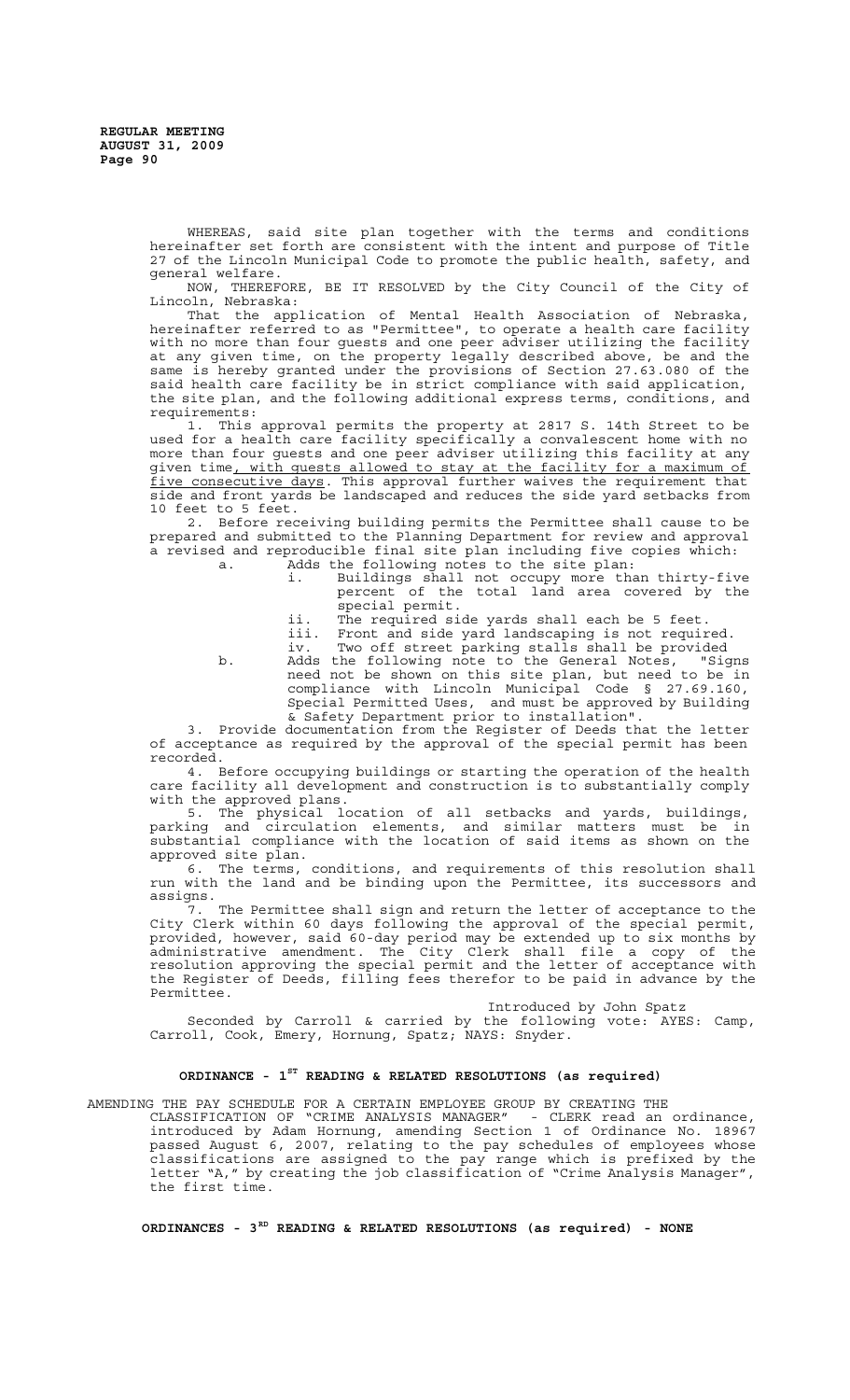WHEREAS, said site plan together with the terms and conditions hereinafter set forth are consistent with the intent and purpose of Title 27 of the Lincoln Municipal Code to promote the public health, safety, and general welfare.

NOW, THEREFORE, BE IT RESOLVED by the City Council of the City of Lincoln, Nebraska:

That the application of Mental Health Association of Nebraska, hereinafter referred to as "Permittee", to operate a health care facility with no more than four guests and one peer adviser utilizing the facility at any given time, on the property legally described above, be and the same is hereby granted under the provisions of Section 27.63.080 of the said health care facility be in strict compliance with said application, the site plan, and the following additional express terms, conditions, and requirements:

1. This approval permits the property at 2817 S. 14th Street to be used for a health care facility specifically a convalescent home with no more than four guests and one peer adviser utilizing this facility at any given time, with guests allowed to stay at the facility for a maximum of five consecutive days. This approval further waives the requirement that side and front yards be landscaped and reduces the side yard setbacks from 10 feet to 5 feet.

2. Before receiving building permits the Permittee shall cause to be prepared and submitted to the Planning Department for review and approval a revised and reproducible final site plan including five copies which:

   a. Adds the following notes to the site plan:

      i. Buildings shall not occupy more than thirty-five percent of the total land area covered by the special permit.

      ii. The required side yards shall each be 5 feet.

      iii. Front and side yard landscaping is not required.

      iv. Two off street parking stalls shall be provided

   b. Adds the following note to the General Notes, "Signs need not be shown on this site plan, but need to be in compliance with Lincoln Municipal Code § 27.69.160, Special Permitted Uses, and must be approved by Building & Safety Department prior to installation".

3. Provide documentation from the Register of Deeds that the letter of acceptance as required by the approval of the special permit has been recorded.

4. Before occupying buildings or starting the operation of the health care facility all development and construction is to substantially comply with the approved plans.

5. The physical location of all setbacks and yards, buildings, parking and circulation elements, and similar matters must be in substantial compliance with the location of said items as shown on the approved site plan.

6. The terms, conditions, and requirements of this resolution shall run with the land and be binding upon the Permittee, its successors and assigns.

7. The Permittee shall sign and return the letter of acceptance to the City Clerk within 60 days following the approval of the special permit, provided, however, said 60-day period may be extended up to six months by administrative amendment. The City Clerk shall file a copy of the resolution approving the special permit and the letter of acceptance with the Register of Deeds, filling fees therefor to be paid in advance by the Permittee.

Introduced by John Spatz

Seconded by Carroll & carried by the following vote: AYES: Camp, Carroll, Cook, Emery, Hornung, Spatz; NAYS: Snyder.

## ORDINANCE - 1ST READING & RELATED RESOLUTIONS (as required)

AMENDING THE PAY SCHEDULE FOR A CERTAIN EMPLOYEE GROUP BY CREATING THE CLASSIFICATION OF "CRIME ANALYSIS MANAGER" - CLERK read an ordinance, introduced by Adam Hornung, amending Section 1 of Ordinance No. 18967 passed August 6, 2007, relating to the pay schedules of employees whose classifications are assigned to the pay range which is prefixed by the letter "A," by creating the job classification of "Crime Analysis Manager", the first time.

## ORDINANCES - 3RD READING & RELATED RESOLUTIONS (as required) - NONE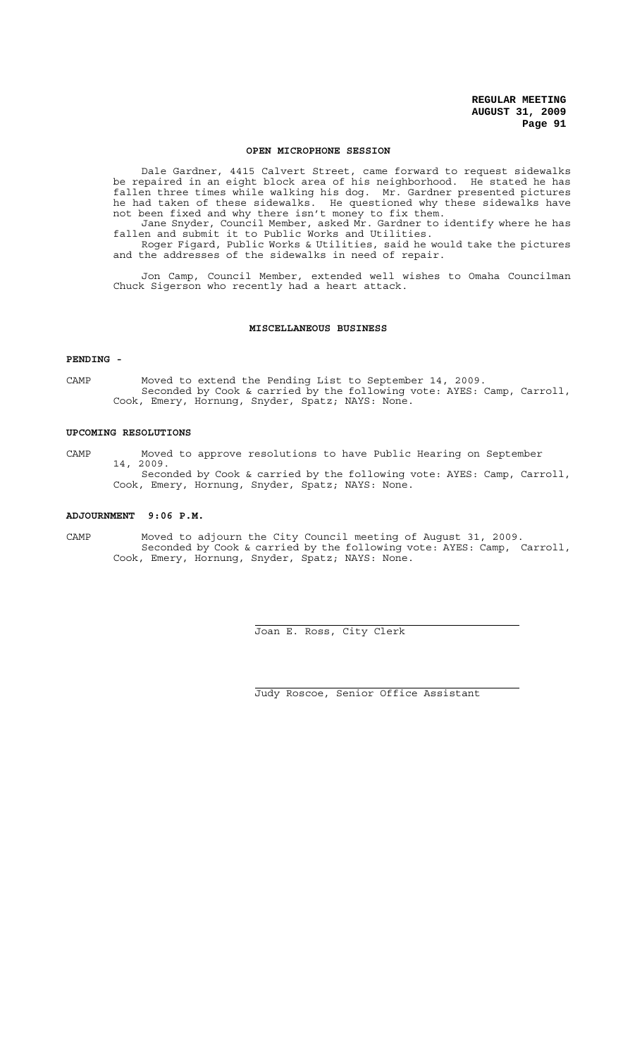## OPEN MICROPHONE SESSION

Dale Gardner, 4415 Calvert Street, came forward to request sidewalks be repaired in an eight block area of his neighborhood. He stated he has fallen three times while walking his dog. Mr. Gardner presented pictures he had taken of these sidewalks. He questioned why these sidewalks have not been fixed and why there isn't money to fix them.

Jane Snyder, Council Member, asked Mr. Gardner to identify where he has fallen and submit it to Public Works and Utilities.

Roger Figard, Public Works & Utilities, said he would take the pictures and the addresses of the sidewalks in need of repair.

Jon Camp, Council Member, extended well wishes to Omaha Councilman Chuck Sigerson who recently had a heart attack.

## MISCELLANEOUS BUSINESS

**PENDING -**

CAMP Moved to extend the Pending List to September 14, 2009.
Seconded by Cook & carried by the following vote: AYES: Camp, Carroll, Cook, Emery, Hornung, Snyder, Spatz; NAYS: None.

**UPCOMING RESOLUTIONS**

CAMP Moved to approve resolutions to have Public Hearing on September 14, 2009.
Seconded by Cook & carried by the following vote: AYES: Camp, Carroll, Cook, Emery, Hornung, Snyder, Spatz; NAYS: None.

**ADJOURNMENT 9:06 P.M.**

CAMP Moved to adjourn the City Council meeting of August 31, 2009.
Seconded by Cook & carried by the following vote: AYES: Camp, Carroll, Cook, Emery, Hornung, Snyder, Spatz; NAYS: None.

Joan E. Ross, City Clerk

Judy Roscoe, Senior Office Assistant